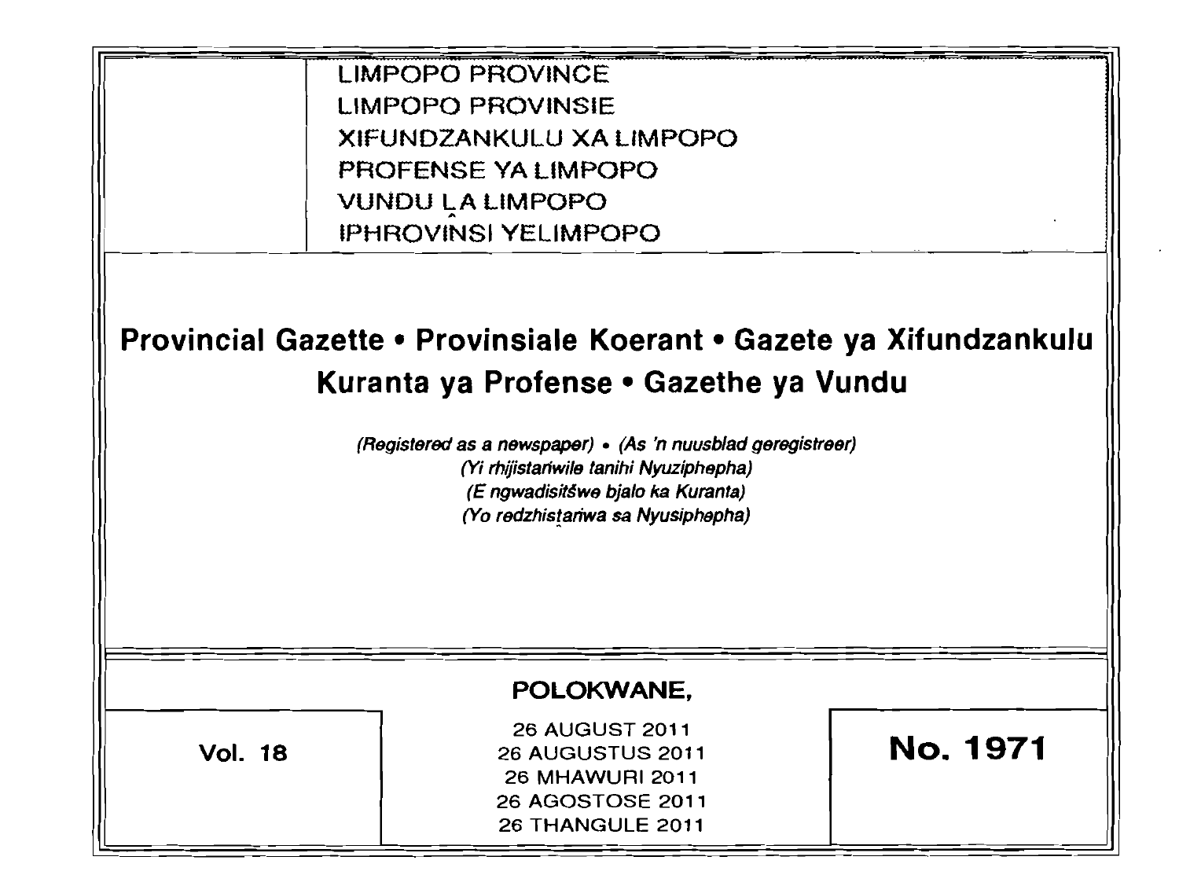LIMPOPO PROVINCE
LIMPOPO PROVINSIE
XIFUNDZANKULU XA LIMPOPO
PROFENSE YA LIMPOPO
VUNDU ḼA LIMPOPO
IPHROVINSI YELIMPOPO

# Provincial Gazette • Provinsiale Koerant • Gazete ya Xifundzankulu Kuranta ya Profense • Gazethe ya Vundu

*(Registered as a newspaper) • (As 'n nuusblad geregistreer)*
*(Yi rhijistariwile tanihi Nyuziphepha)*
*(E ngwadisitšwe bjalo ka Kuranta)*
*(Yo redzhistariwa sa Nyusiphepha)*

**POLOKWANE,**

**Vol. 18**

26 AUGUST 2011
26 AUGUSTUS 2011
26 MHAWURI 2011
26 AGOSTOSE 2011
26 THANGULE 2011

**No. 1971**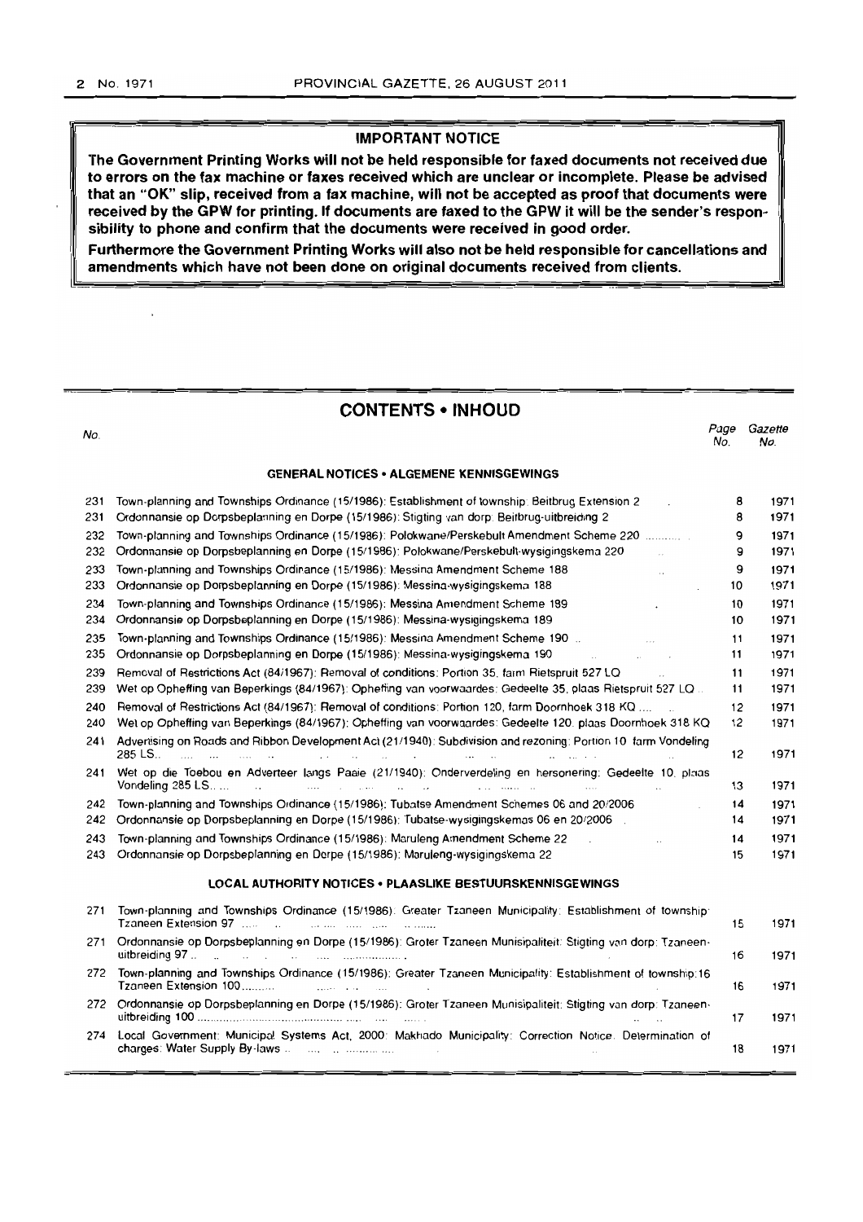## IMPORTANT NOTICE

**The Government Printing Works will not be held responsible for faxed documents not received due to errors on the fax machine or faxes received which are unclear or incomplete. Please be advised that an "OK" slip, received from a fax machine, will not be accepted as proof that documents were received by the GPW for printing. If documents are faxed to the GPW it will be the sender's responsibility to phone and confirm that the documents were received in good order.**

**Furthermore the Government Printing Works will also not be held responsible for cancellations and amendments which have not been done on original documents received from clients.**

## CONTENTS • INHOUD

| No. | | Page No. | Gazette No. |
|---|---|---|---|
| | **GENERAL NOTICES • ALGEMENE KENNISGEWINGS** | | |
| 231 | Town-planning and Townships Ordinance (15/1986): Establishment of township: Beitbrug Extension 2 | 8 | 1971 |
| 231 | Ordonnansie op Dorpsbeplanning en Dorpe (15/1986): Stigting van dorp: Beitbrug-uitbreiding 2 | 8 | 1971 |
| 232 | Town-planning and Townships Ordinance (15/1986): Polokwane/Perskebult Amendment Scheme 220 | 9 | 1971 |
| 232 | Ordonnansie op Dorpsbeplanning en Dorpe (15/1986): Polokwane/Perskebult-wysigingskema 220 | 9 | 1971 |
| 233 | Town-planning and Townships Ordinance (15/1986): Messina Amendment Scheme 188 | 9 | 1971 |
| 233 | Ordonnansie op Dorpsbeplanning en Dorpe (15/1986): Messina-wysigingskema 188 | 10 | 1971 |
| 234 | Town-planning and Townships Ordinance (15/1986): Messina Amendment Scheme 189 | 10 | 1971 |
| 234 | Ordonnansie op Dorpsbeplanning en Dorpe (15/1986): Messina-wysigingskema 189 | 10 | 1971 |
| 235 | Town-planning and Townships Ordinance (15/1986): Messina Amendment Scheme 190 | 11 | 1971 |
| 235 | Ordonnansie op Dorpsbeplanning en Dorpe (15/1986): Messina-wysigingskema 190 | 11 | 1971 |
| 239 | Removal of Restrictions Act (84/1967): Removal of conditions: Portion 35, farm Rietspruit 527 LQ | 11 | 1971 |
| 239 | Wet op Opheffing van Beperkings (84/1967): Opheffing van voorwaardes: Gedeelte 35, plaas Rietspruit 527 LQ | 11 | 1971 |
| 240 | Removal of Restrictions Act (84/1967): Removal of conditions: Portion 120, farm Doornhoek 318 KQ | 12 | 1971 |
| 240 | Wet op Opheffing van Beperkings (84/1967): Opheffing van voorwaardes: Gedeelte 120, plaas Doornhoek 318 KQ | 12 | 1971 |
| 241 | Advertising on Roads and Ribbon Development Act (21/1940): Subdivision and rezoning: Portion 10, farm Vondeling 285 LS | 12 | 1971 |
| 241 | Wet op die Toebou en Adverteer langs Paaie (21/1940): Onderverdeling en hersonering: Gedeelte 10, plaas Vondeling 285 LS | 13 | 1971 |
| 242 | Town-planning and Townships Ordinance (15/1986): Tubatse Amendment Schemes 06 and 20/2006 | 14 | 1971 |
| 242 | Ordonnansie op Dorpsbeplanning en Dorpe (15/1986): Tubatse-wysigingskemas 06 en 20/2006 | 14 | 1971 |
| 243 | Town-planning and Townships Ordinance (15/1986): Maruleng Amendment Scheme 22 | 14 | 1971 |
| 243 | Ordonnansie op Dorpsbeplanning en Dorpe (15/1986): Maruleng-wysigingskema 22 | 15 | 1971 |
| | **LOCAL AUTHORITY NOTICES • PLAASLIKE BESTUURSKENNISGEWINGS** | | |
| 271 | Town-planning and Townships Ordinance (15/1986): Greater Tzaneen Municipality: Establishment of township: Tzaneen Extension 97 | 15 | 1971 |
| 271 | Ordonnansie op Dorpsbeplanning en Dorpe (15/1986): Groter Tzaneen Munisipaliteit: Stigting van dorp: Tzaneen-uitbreiding 97 | 16 | 1971 |
| 272 | Town-planning and Townships Ordinance (15/1986): Greater Tzaneen Municipality: Establishment of township: Tzaneen Extension 100 | 16 | 1971 |
| 272 | Ordonnansie op Dorpsbeplanning en Dorpe (15/1986): Groter Tzaneen Munisipaliteit: Stigting van dorp: Tzaneen-uitbreiding 100 | 17 | 1971 |
| 274 | Local Government: Municipal Systems Act, 2000: Makhado Municipality: Correction Notice: Determination of charges: Water Supply By-laws | 18 | 1971 |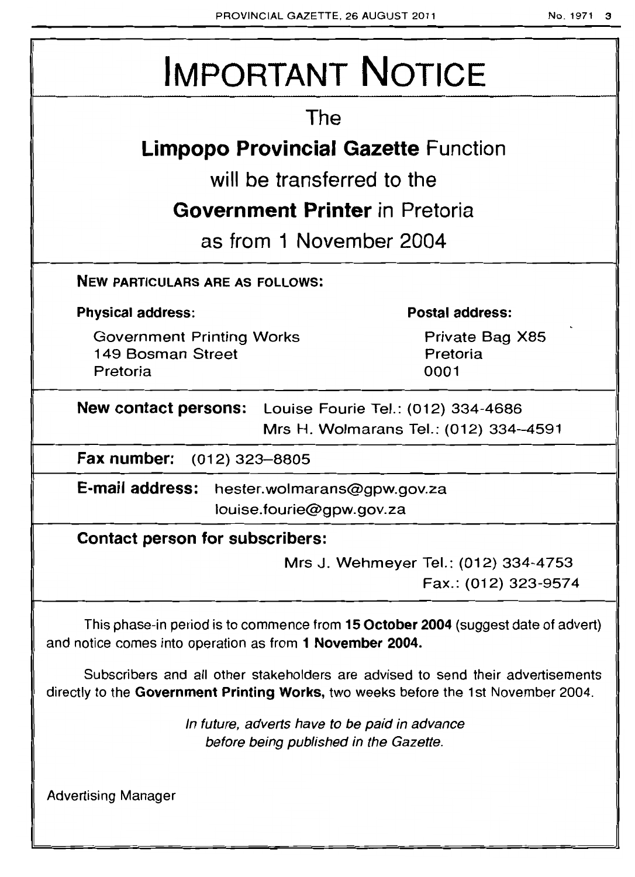# IMPORTANT NOTICE

The

**Limpopo Provincial Gazette** Function

will be transferred to the

**Government Printer** in Pretoria

as from 1 November 2004

**NEW PARTICULARS ARE AS FOLLOWS:**

**Physical address:**

Government Printing Works
149 Bosman Street
Pretoria

**Postal address:**

Private Bag X85
Pretoria
0001

**New contact persons:** Louise Fourie Tel.: (012) 334-4686
Mrs H. Wolmarans Tel.: (012) 334–4591

**Fax number:** (012) 323–8805

**E-mail address:** hester.wolmarans@gpw.gov.za
louise.fourie@gpw.gov.za

**Contact person for subscribers:**

Mrs J. Wehmeyer Tel.: (012) 334-4753
Fax.: (012) 323-9574

This phase-in period is to commence from **15 October 2004** (suggest date of advert) and notice comes into operation as from **1 November 2004.**

Subscribers and all other stakeholders are advised to send their advertisements directly to the **Government Printing Works,** two weeks before the 1st November 2004.

*In future, adverts have to be paid in advance before being published in the Gazette.*

Advertising Manager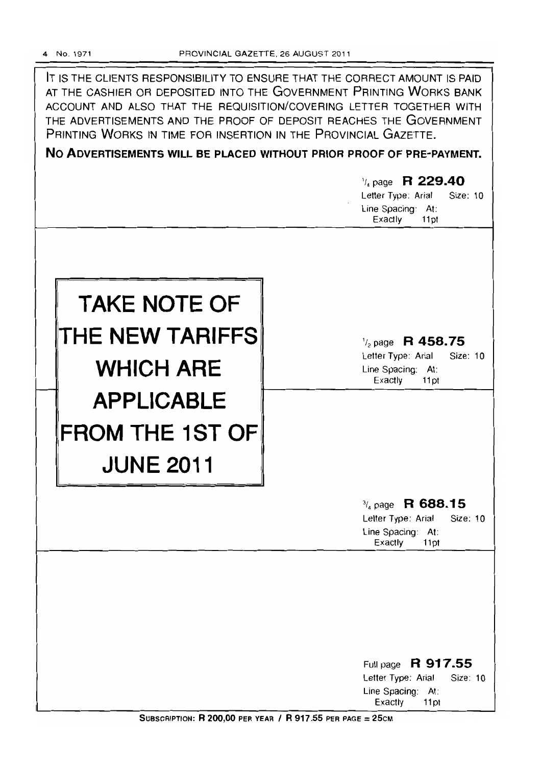IT IS THE CLIENTS RESPONSIBILITY TO ENSURE THAT THE CORRECT AMOUNT IS PAID AT THE CASHIER OR DEPOSITED INTO THE GOVERNMENT PRINTING WORKS BANK ACCOUNT AND ALSO THAT THE REQUISITION/COVERING LETTER TOGETHER WITH THE ADVERTISEMENTS AND THE PROOF OF DEPOSIT REACHES THE GOVERNMENT PRINTING WORKS IN TIME FOR INSERTION IN THE PROVINCIAL GAZETTE.

**NO ADVERTISEMENTS WILL BE PLACED WITHOUT PRIOR PROOF OF PRE-PAYMENT.**

# TAKE NOTE OF THE NEW TARIFFS WHICH ARE APPLICABLE FROM THE 1ST OF JUNE 2011

$^{1}/_{4}$ page **R 229.40**
Letter Type: Arial Size: 10
Line Spacing: At: Exactly 11pt

$^{1}/_{2}$ page **R 458.75**
Letter Type: Arial Size: 10
Line Spacing: At: Exactly 11pt

$^{3}/_{4}$ page **R 688.15**
Letter Type: Arial Size: 10
Line Spacing: At: Exactly 11pt

Full page **R 917.55**
Letter Type: Arial Size: 10
Line Spacing: At: Exactly 11pt

**SUBSCRIPTION: R 200,00 PER YEAR / R 917.55 PER PAGE = 25CM**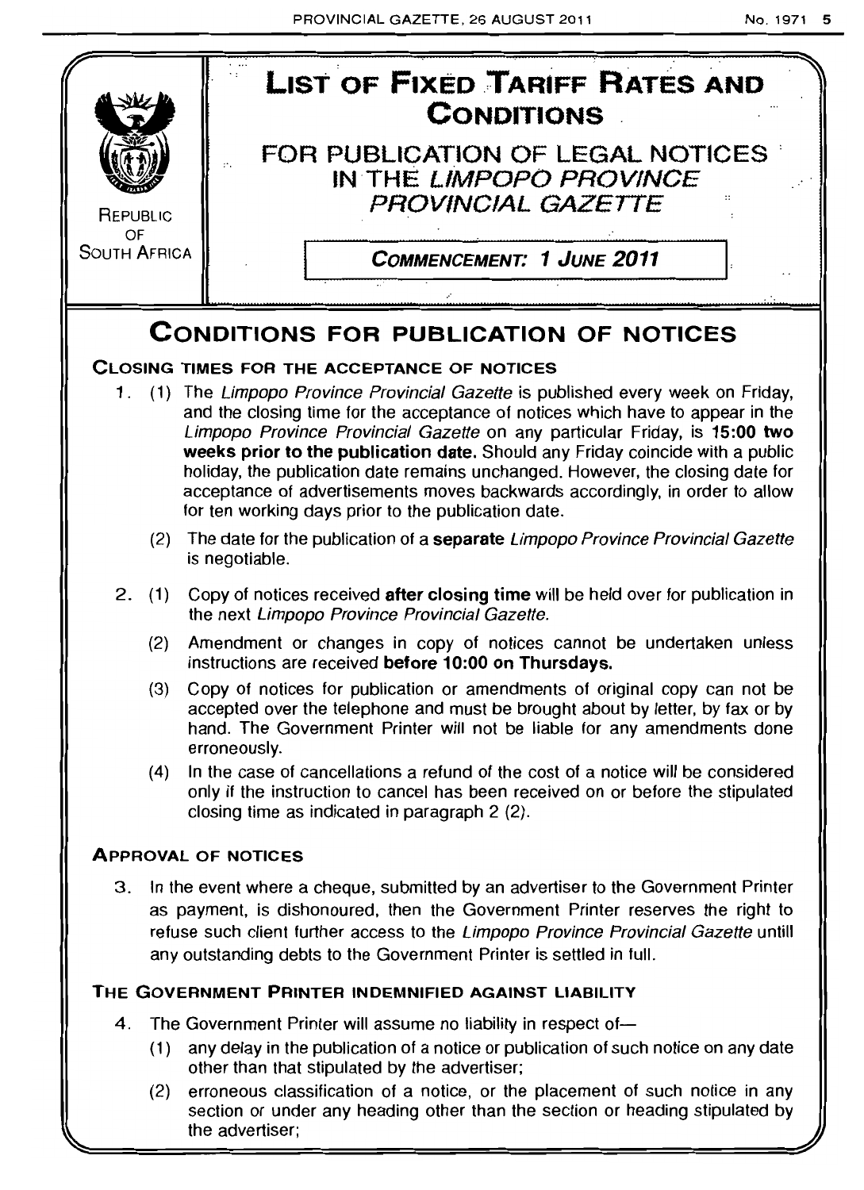REPUBLIC OF SOUTH AFRICA

# LIST OF FIXED TARIFF RATES AND CONDITIONS

## FOR PUBLICATION OF LEGAL NOTICES IN THE *LIMPOPO PROVINCE PROVINCIAL GAZETTE*

**COMMENCEMENT: 1 JUNE 2011**

# CONDITIONS FOR PUBLICATION OF NOTICES

### CLOSING TIMES FOR THE ACCEPTANCE OF NOTICES

1. (1) The *Limpopo Province Provincial Gazette* is published every week on Friday, and the closing time for the acceptance of notices which have to appear in the *Limpopo Province Provincial Gazette* on any particular Friday, is **15:00 two weeks prior to the publication date.** Should any Friday coincide with a public holiday, the publication date remains unchanged. However, the closing date for acceptance of advertisements moves backwards accordingly, in order to allow for ten working days prior to the publication date.

   (2) The date for the publication of a **separate** *Limpopo Province Provincial Gazette* is negotiable.

2. (1) Copy of notices received **after closing time** will be held over for publication in the next *Limpopo Province Provincial Gazette.*

   (2) Amendment or changes in copy of notices cannot be undertaken unless instructions are received **before 10:00 on Thursdays.**

   (3) Copy of notices for publication or amendments of original copy can not be accepted over the telephone and must be brought about by letter, by fax or by hand. The Government Printer will not be liable for any amendments done erroneously.

   (4) In the case of cancellations a refund of the cost of a notice will be considered only if the instruction to cancel has been received on or before the stipulated closing time as indicated in paragraph 2 (2).

### APPROVAL OF NOTICES

3. In the event where a cheque, submitted by an advertiser to the Government Printer as payment, is dishonoured, then the Government Printer reserves the right to refuse such client further access to the *Limpopo Province Provincial Gazette* untill any outstanding debts to the Government Printer is settled in full.

### THE GOVERNMENT PRINTER INDEMNIFIED AGAINST LIABILITY

4. The Government Printer will assume no liability in respect of—

   (1) any delay in the publication of a notice or publication of such notice on any date other than that stipulated by the advertiser;

   (2) erroneous classification of a notice, or the placement of such notice in any section or under any heading other than the section or heading stipulated by the advertiser;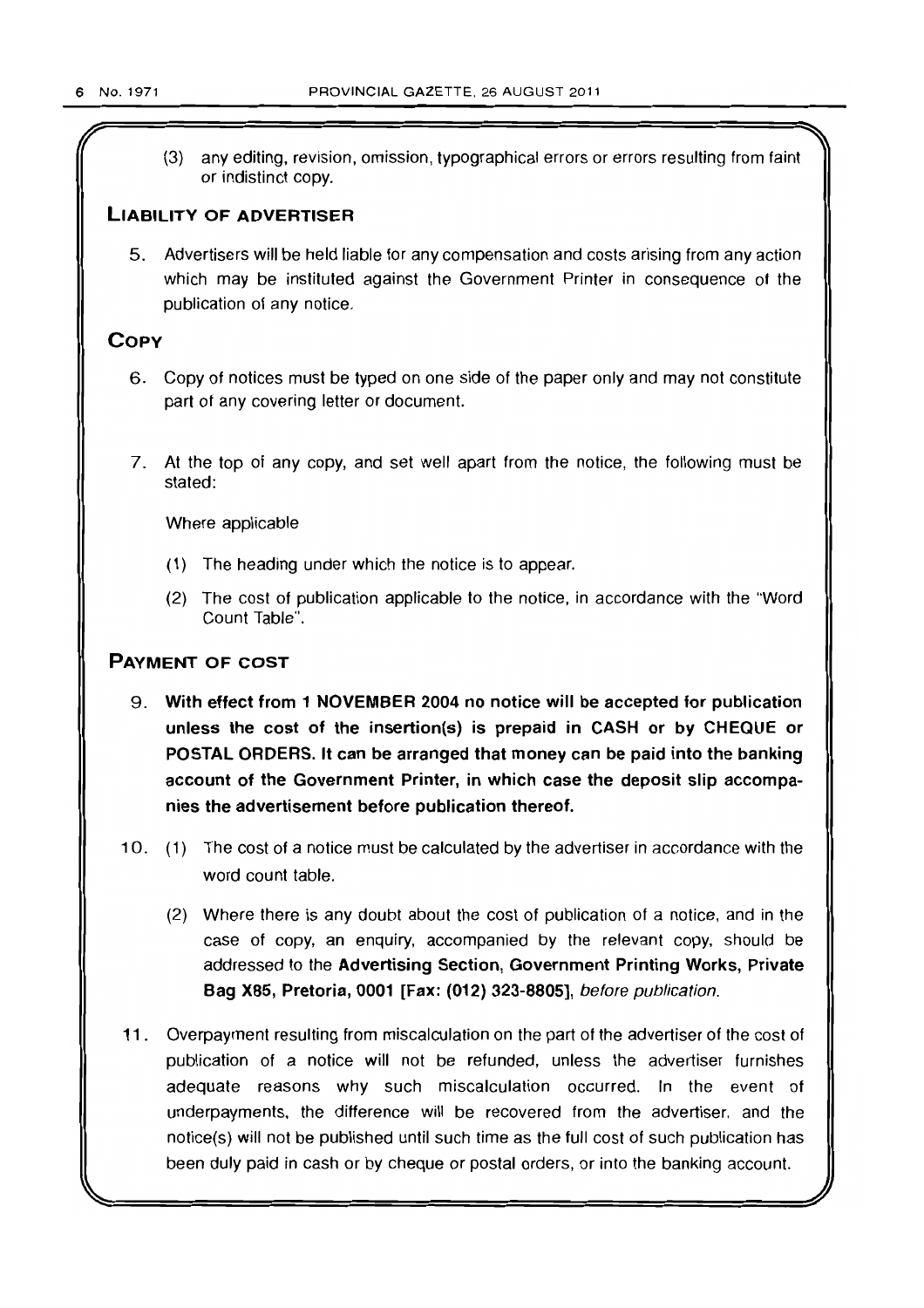(3) any editing, revision, omission, typographical errors or errors resulting from faint or indistinct copy.

## LIABILITY OF ADVERTISER

5. Advertisers will be held liable for any compensation and costs arising from any action which may be instituted against the Government Printer in consequence of the publication of any notice.

## COPY

6. Copy of notices must be typed on one side of the paper only and may not constitute part of any covering letter or document.

7. At the top of any copy, and set well apart from the notice, the following must be stated:

   Where applicable

   (1) The heading under which the notice is to appear.

   (2) The cost of publication applicable to the notice, in accordance with the "Word Count Table".

## PAYMENT OF COST

9. **With effect from 1 NOVEMBER 2004 no notice will be accepted for publication unless the cost of the insertion(s) is prepaid in CASH or by CHEQUE or POSTAL ORDERS. It can be arranged that money can be paid into the banking account of the Government Printer, in which case the deposit slip accompanies the advertisement before publication thereof.**

10. (1) The cost of a notice must be calculated by the advertiser in accordance with the word count table.

    (2) Where there is any doubt about the cost of publication of a notice, and in the case of copy, an enquiry, accompanied by the relevant copy, should be addressed to the **Advertising Section, Government Printing Works, Private Bag X85, Pretoria, 0001 [Fax: (012) 323-8805]**, *before publication*.

11. Overpayment resulting from miscalculation on the part of the advertiser of the cost of publication of a notice will not be refunded, unless the advertiser furnishes adequate reasons why such miscalculation occurred. In the event of underpayments, the difference will be recovered from the advertiser, and the notice(s) will not be published until such time as the full cost of such publication has been duly paid in cash or by cheque or postal orders, or into the banking account.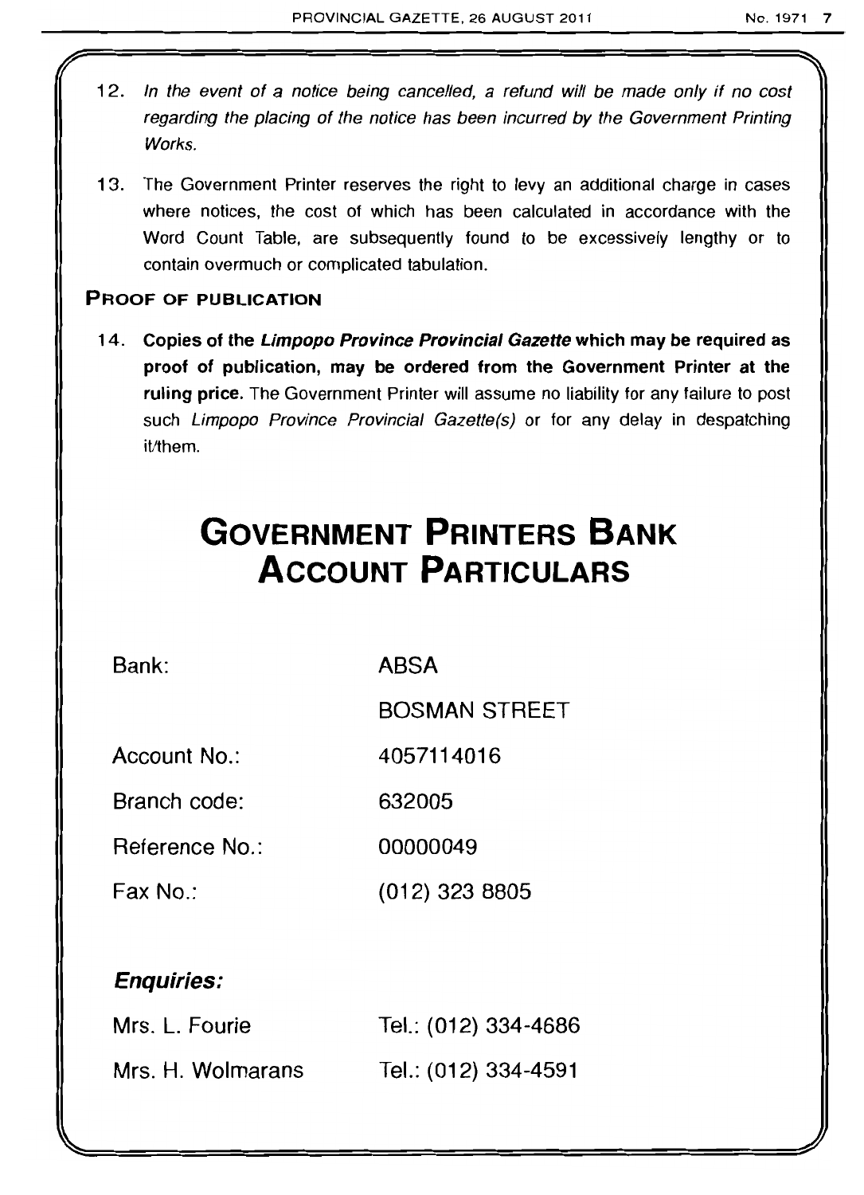12. *In the event of a notice being cancelled, a refund will be made only if no cost regarding the placing of the notice has been incurred by the Government Printing Works.*

13. The Government Printer reserves the right to levy an additional charge in cases where notices, the cost of which has been calculated in accordance with the Word Count Table, are subsequently found to be excessively lengthy or to contain overmuch or complicated tabulation.

**PROOF OF PUBLICATION**

14. **Copies of the *Limpopo Province Provincial Gazette* which may be required as proof of publication, may be ordered from the Government Printer at the ruling price.** The Government Printer will assume no liability for any failure to post such *Limpopo Province Provincial Gazette(s)* or for any delay in despatching it/them.

# GOVERNMENT PRINTERS BANK ACCOUNT PARTICULARS

| | |
|---|---|
| Bank: | ABSA |
| | BOSMAN STREET |
| Account No.: | 4057114016 |
| Branch code: | 632005 |
| Reference No.: | 00000049 |
| Fax No.: | (012) 323 8805 |

***Enquiries:***

| | |
|---|---|
| Mrs. L. Fourie | Tel.: (012) 334-4686 |
| Mrs. H. Wolmarans | Tel.: (012) 334-4591 |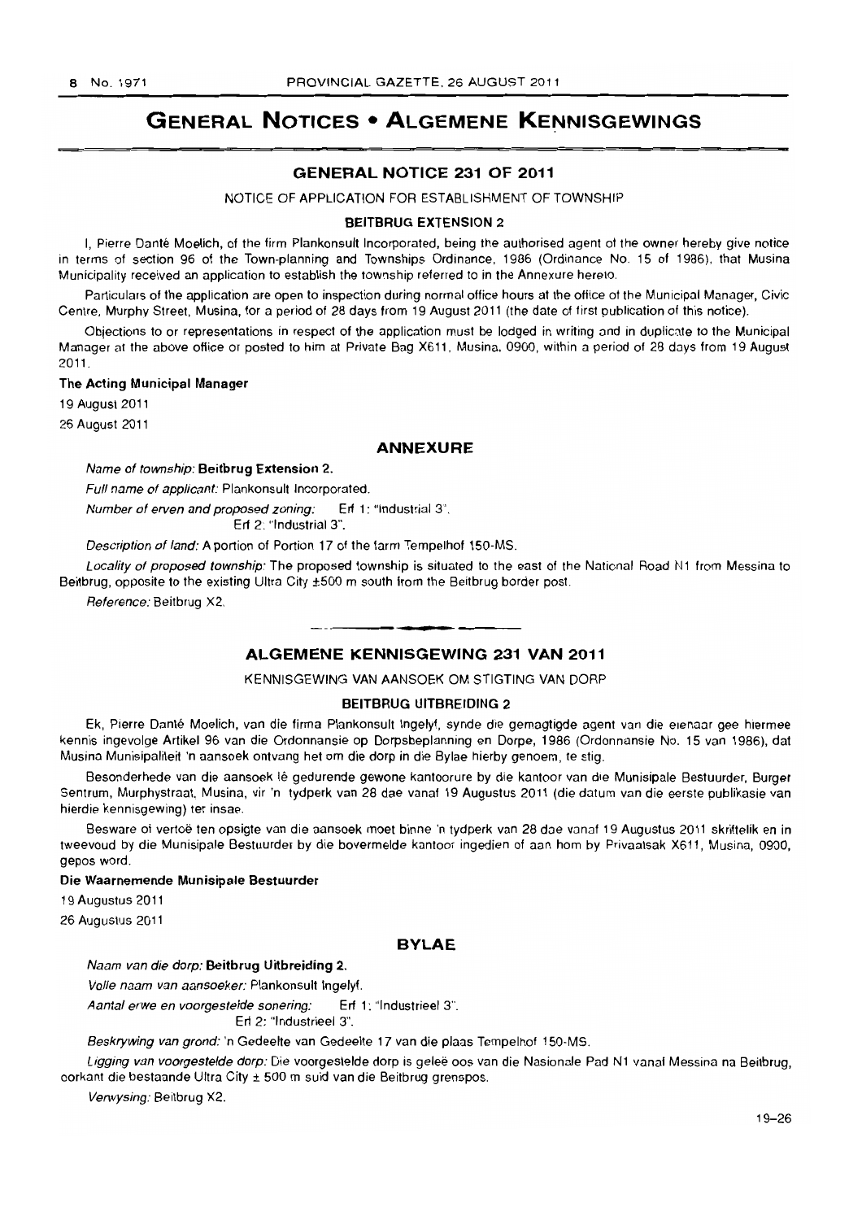# GENERAL NOTICES • ALGEMENE KENNISGEWINGS

## GENERAL NOTICE 231 OF 2011

NOTICE OF APPLICATION FOR ESTABLISHMENT OF TOWNSHIP

**BEITBRUG EXTENSION 2**

I, Pierre Danté Moelich, of the firm Plankonsult Incorporated, being the authorised agent of the owner hereby give notice in terms of section 96 of the Town-planning and Townships Ordinance, 1986 (Ordinance No. 15 of 1986), that Musina Municipality received an application to establish the township referred to in the Annexure hereto.

Particulars of the application are open to inspection during normal office hours at the office of the Municipal Manager, Civic Centre, Murphy Street, Musina, for a period of 28 days from 19 August 2011 (the date of first publication of this notice).

Objections to or representations in respect of the application must be lodged in writing and in duplicate to the Municipal Manager at the above office or posted to him at Private Bag X611, Musina, 0900, within a period of 28 days from 19 August 2011.

**The Acting Municipal Manager**

19 August 2011

26 August 2011

### ANNEXURE

*Name of township:* **Beitbrug Extension 2.**

*Full name of applicant:* Plankonsult Incorporated.

*Number of erven and proposed zoning:* Erf 1: "Industrial 3".
Erf 2: "Industrial 3".

*Description of land:* A portion of Portion 17 of the farm Tempelhof 150-MS.

*Locality of proposed township:* The proposed township is situated to the east of the National Road N1 from Messina to Beitbrug, opposite to the existing Ultra City ±500 m south from the Beitbrug border post.

*Reference:* Beitbrug X2.

---

## ALGEMENE KENNISGEWING 231 VAN 2011

KENNISGEWING VAN AANSOEK OM STIGTING VAN DORP

**BEITBRUG UITBREIDING 2**

Ek, Pierre Danté Moelich, van die firma Plankonsult Ingelyf, synde die gemagtigde agent van die eienaar gee hiermee kennis ingevolge Artikel 96 van die Ordonnansie op Dorpsbeplanning en Dorpe, 1986 (Ordonnansie No. 15 van 1986), dat Musina Munisipaliteit 'n aansoek ontvang het om die dorp in die Bylae hierby genoem, te stig.

Besonderhede van die aansoek lê gedurende gewone kantoorure by die kantoor van die Munisipale Bestuurder, Burger Sentrum, Murphystraat, Musina, vir 'n tydperk van 28 dae vanaf 19 Augustus 2011 (die datum van die eerste publikasie van hierdie kennisgewing) ter insae.

Besware of vertoë ten opsigte van die aansoek moet binne 'n tydperk van 28 dae vanaf 19 Augustus 2011 skriftelik en in tweevoud by die Munisipale Bestuurder by die bovermelde kantoor ingedien of aan hom by Privaatsak X611, Musina, 0900, gepos word.

**Die Waarnemende Munisipale Bestuurder**

19 Augustus 2011

26 Augustus 2011

### BYLAE

*Naam van die dorp:* **Beitbrug Uitbreiding 2.**

*Volle naam van aansoeker:* Plankonsult Ingelyf.

*Aantal erwe en voorgestelde sonering:* Erf 1: "Industrieel 3".
Erf 2: "Industrieel 3".

*Beskrywing van grond:* 'n Gedeelte van Gedeelte 17 van die plaas Tempelhof 150-MS.

*Ligging van voorgestelde dorp:* Die voorgestelde dorp is geleë oos van die Nasionale Pad N1 vanaf Messina na Beitbrug, oorkant die bestaande Ultra City ± 500 m suid van die Beitbrug grenspos.

*Verwysing:* Beitbrug X2.

19–26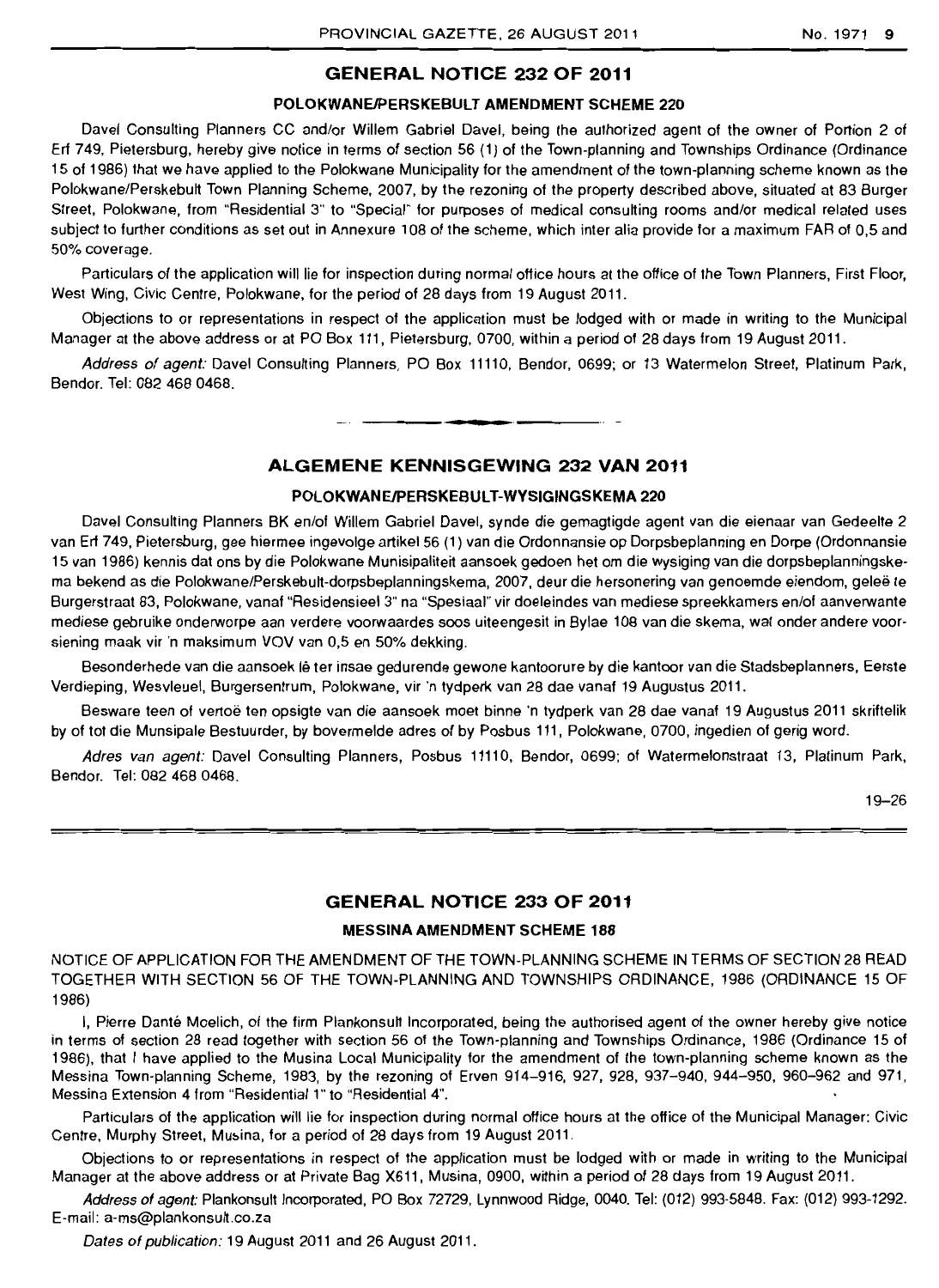## GENERAL NOTICE 232 OF 2011

### POLOKWANE/PERSKEBULT AMENDMENT SCHEME 220

Davel Consulting Planners CC and/or Willem Gabriel Davel, being the authorized agent of the owner of Portion 2 of Erf 749, Pietersburg, hereby give notice in terms of section 56 (1) of the Town-planning and Townships Ordinance (Ordinance 15 of 1986) that we have applied to the Polokwane Municipality for the amendment of the town-planning scheme known as the Polokwane/Perskebult Town Planning Scheme, 2007, by the rezoning of the property described above, situated at 83 Burger Street, Polokwane, from "Residential 3" to "Special" for purposes of medical consulting rooms and/or medical related uses subject to further conditions as set out in Annexure 108 of the scheme, which inter alia provide for a maximum FAR of 0,5 and 50% coverage.

Particulars of the application will lie for inspection during normal office hours at the office of the Town Planners, First Floor, West Wing, Civic Centre, Polokwane, for the period of 28 days from 19 August 2011.

Objections to or representations in respect of the application must be lodged with or made in writing to the Municipal Manager at the above address or at PO Box 111, Pietersburg, 0700, within a period of 28 days from 19 August 2011.

*Address of agent:* Davel Consulting Planners, PO Box 11110, Bendor, 0699; or 13 Watermelon Street, Platinum Park, Bendor. Tel: 082 468 0468.

---

## ALGEMENE KENNISGEWING 232 VAN 2011

### POLOKWANE/PERSKEBULT-WYSIGINGSKEMA 220

Davel Consulting Planners BK en/of Willem Gabriel Davel, synde die gemagtigde agent van die eienaar van Gedeelte 2 van Erf 749, Pietersburg, gee hiermee ingevolge artikel 56 (1) van die Ordonnansie op Dorpsbeplanning en Dorpe (Ordonnansie 15 van 1986) kennis dat ons by die Polokwane Munisipaliteit aansoek gedoen het om die wysiging van die dorpsbeplanningskema bekend as die Polokwane/Perskebult-dorpsbeplanningskema, 2007, deur die hersonering van genoemde eiendom, geleë te Burgerstraat 83, Polokwane, vanaf "Residensieel 3" na "Spesiaal" vir doeleindes van mediese spreekkamers en/of aanverwante mediese gebruike onderworpe aan verdere voorwaardes soos uiteengesit in Bylae 108 van die skema, wat onder andere voorsiening maak vir 'n maksimum VOV van 0,5 en 50% dekking.

Besonderhede van die aansoek lê ter insae gedurende gewone kantoorure by die kantoor van die Stadsbeplanners, Eerste Verdieping, Wesvleuel, Burgersentrum, Polokwane, vir 'n tydperk van 28 dae vanaf 19 Augustus 2011.

Besware teen of vertoë ten opsigte van die aansoek moet binne 'n tydperk van 28 dae vanaf 19 Augustus 2011 skriftelik by of tot die Munsipale Bestuurder, by bovermelde adres of by Posbus 111, Polokwane, 0700, ingedien of gerig word.

*Adres van agent:* Davel Consulting Planners, Posbus 11110, Bendor, 0699; of Watermelonstraat 13, Platinum Park, Bendor. Tel: 082 468 0468.

19–26

---

## GENERAL NOTICE 233 OF 2011

### MESSINA AMENDMENT SCHEME 188

NOTICE OF APPLICATION FOR THE AMENDMENT OF THE TOWN-PLANNING SCHEME IN TERMS OF SECTION 28 READ TOGETHER WITH SECTION 56 OF THE TOWN-PLANNING AND TOWNSHIPS ORDINANCE, 1986 (ORDINANCE 15 OF 1986)

I, Pierre Danté Moelich, of the firm Plankonsult Incorporated, being the authorised agent of the owner hereby give notice in terms of section 28 read together with section 56 of the Town-planning and Townships Ordinance, 1986 (Ordinance 15 of 1986), that I have applied to the Musina Local Municipality for the amendment of the town-planning scheme known as the Messina Town-planning Scheme, 1983, by the rezoning of Erven 914–916, 927, 928, 937–940, 944–950, 960–962 and 971, Messina Extension 4 from "Residential 1" to "Residential 4".

Particulars of the application will lie for inspection during normal office hours at the office of the Municipal Manager: Civic Centre, Murphy Street, Musina, for a period of 28 days from 19 August 2011.

Objections to or representations in respect of the application must be lodged with or made in writing to the Municipal Manager at the above address or at Private Bag X611, Musina, 0900, within a period of 28 days from 19 August 2011.

*Address of agent:* Plankonsult Incorporated, PO Box 72729, Lynnwood Ridge, 0040. Tel: (012) 993-5848. Fax: (012) 993-1292. E-mail: a-ms@plankonsult.co.za

*Dates of publication:* 19 August 2011 and 26 August 2011.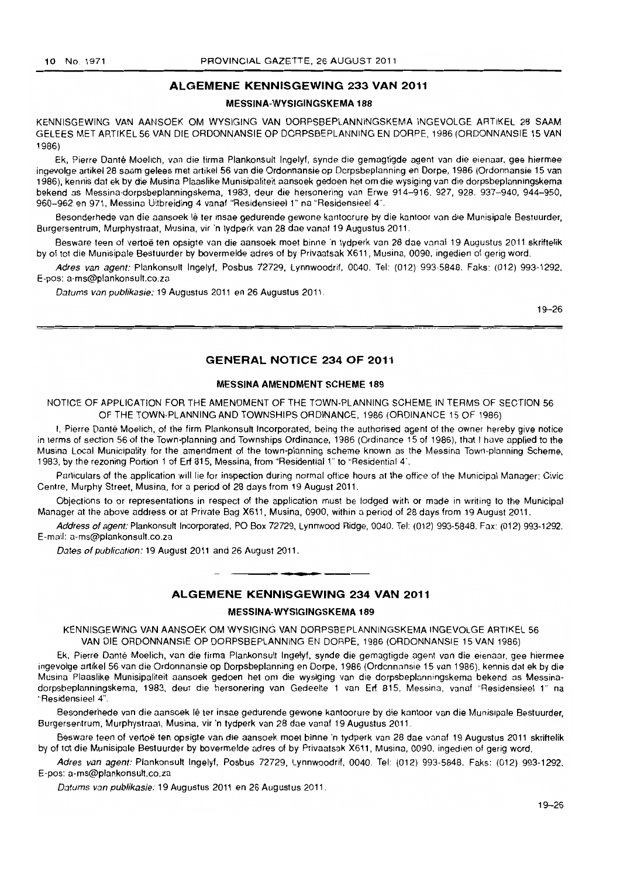## ALGEMENE KENNISGEWING 233 VAN 2011

### MESSINA-WYSIGINGSKEMA 188

KENNISGEWING VAN AANSOEK OM WYSIGING VAN DORPSBEPLANNINGSKEMA INGEVOLGE ARTIKEL 28 SAAM GELEES MET ARTIKEL 56 VAN DIE ORDONNANSIE OP DORPSBEPLANNING EN DORPE, 1986 (ORDONNANSIE 15 VAN 1986)

Ek, Pierre Danté Moelich, van die firma Plankonsult Ingelyf, synde die gemagtigde agent van die eienaar, gee hiermee ingevolge artikel 28 saam gelees met artikel 56 van die Ordonnansie op Dorpsbeplanning en Dorpe, 1986 (Ordonnansie 15 van 1986), kennis dat ek by die Musina Plaaslike Munisipaliteit aansoek gedoen het om die wysiging van die dorpsbeplanningskema bekend as Messina-dorpsbeplanningskema, 1983, deur die hersonering van Erwe 914–916, 927, 928, 937–940, 944–950, 960–962 en 971, Messina Uitbreiding 4 vanaf "Residensieel 1" na "Residensieel 4".

Besonderhede van die aansoek lê ter insae gedurende gewone kantoorure by die kantoor van die Munisipale Bestuurder, Burgersentrum, Murphystraat, Musina, vir 'n tydperk van 28 dae vanaf 19 Augustus 2011.

Besware teen of vertoë ten opsigte van die aansoek moet binne 'n tydperk van 28 dae vanaf 19 Augustus 2011 skriftelik by of tot die Munisipale Bestuurder by bovermelde adres of by Privaatsak X611, Musina, 0090, ingedien of gerig word.

*Adres van agent:* Plankonsult Ingelyf, Posbus 72729, Lynnwoodrif, 0040. Tel: (012) 993-5848. Faks: (012) 993-1292. E-pos: a-ms@plankonsult.co.za

*Datums van publikasie:* 19 Augustus 2011 en 26 Augustus 2011.

19–26

## GENERAL NOTICE 234 OF 2011

### MESSINA AMENDMENT SCHEME 189

NOTICE OF APPLICATION FOR THE AMENDMENT OF THE TOWN-PLANNING SCHEME IN TERMS OF SECTION 56 OF THE TOWN-PLANNING AND TOWNSHIPS ORDINANCE, 1986 (ORDINANCE 15 OF 1986)

I, Pierre Danté Moelich, of the firm Plankonsult Incorporated, being the authorised agent of the owner hereby give notice in terms of section 56 of the Town-planning and Townships Ordinance, 1986 (Ordinance 15 of 1986), that I have applied to the Musina Local Municipality for the amendment of the town-planning scheme known as the Messina Town-planning Scheme, 1983, by the rezoning Portion 1 of Erf 815, Messina, from "Residential 1" to "Residential 4".

Particulars of the application will lie for inspection during normal office hours at the office of the Municipal Manager: Civic Centre, Murphy Street, Musina, for a period of 28 days from 19 August 2011.

Objections to or representations in respect of the application must be lodged with or made in writing to the Municipal Manager at the above address or at Private Bag X611, Musina, 0900, within a period of 28 days from 19 August 2011.

*Address of agent:* Plankonsult Incorporated, PO Box 72729, Lynnwood Ridge, 0040. Tel: (012) 993-5848. Fax: (012) 993-1292. E-mail: a-ms@plankonsult.co.za

*Dates of publication:* 19 August 2011 and 26 August 2011.

## ALGEMENE KENNISGEWING 234 VAN 2011

### MESSINA-WYSIGINGSKEMA 189

KENNISGEWING VAN AANSOEK OM WYSIGING VAN DORPSBEPLANNINGSKEMA INGEVOLGE ARTIKEL 56 VAN DIE ORDONNANSIE OP DORPSBEPLANNING EN DORPE, 1986 (ORDONNANSIE 15 VAN 1986)

Ek, Pierre Danté Moelich, van die firma Plankonsult Ingelyf, synde die gemagtigde agent van die eienaar, gee hiermee ingevolge artikel 56 van die Ordonnansie op Dorpsbeplanning en Dorpe, 1986 (Ordonnansie 15 van 1986), kennis dat ek by die Musina Plaaslike Munisipaliteit aansoek gedoen het om die wysiging van die dorpsbeplanningskema bekend as Messina-dorpsbeplanningskema, 1983, deur die hersonering van Gedeelte 1 van Erf 815, Messina, vanaf "Residensieel 1" na "Residensieel 4".

Besonderhede van die aansoek lê ter insae gedurende gewone kantoorure by die kantoor van die Munisipale Bestuurder, Burgersentrum, Murphystraat, Musina, vir 'n tydperk van 28 dae vanaf 19 Augustus 2011.

Besware teen of vertoë ten opsigte van die aansoek moet binne 'n tydperk van 28 dae vanaf 19 Augustus 2011 skriftelik by of tot die Munisipale Bestuurder by bovermelde adres of by Privaatsak X611, Musina, 0090, ingedien of gerig word.

*Adres van agent:* Plankonsult Ingelyf, Posbus 72729, Lynnwoodrif, 0040. Tel: (012) 993-5848. Faks: (012) 993-1292. E-pos: a-ms@plankonsult.co.za

*Datums van publikasie:* 19 Augustus 2011 en 26 Augustus 2011.

19–26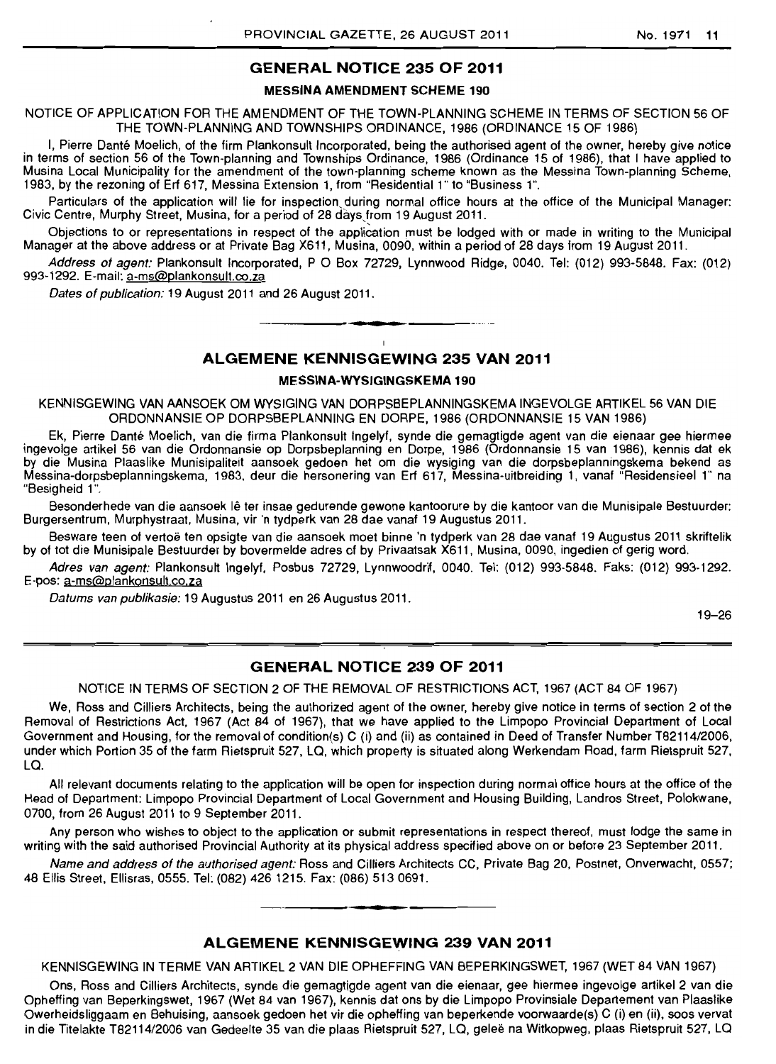## GENERAL NOTICE 235 OF 2011

### MESSINA AMENDMENT SCHEME 190

NOTICE OF APPLICATION FOR THE AMENDMENT OF THE TOWN-PLANNING SCHEME IN TERMS OF SECTION 56 OF THE TOWN-PLANNING AND TOWNSHIPS ORDINANCE, 1986 (ORDINANCE 15 OF 1986)

I, Pierre Danté Moelich, of the firm Plankonsult Incorporated, being the authorised agent of the owner, hereby give notice in terms of section 56 of the Town-planning and Townships Ordinance, 1986 (Ordinance 15 of 1986), that I have applied to Musina Local Municipality for the amendment of the town-planning scheme known as the Messina Town-planning Scheme, 1983, by the rezoning of Erf 617, Messina Extension 1, from "Residential 1" to "Business 1".

Particulars of the application will lie for inspection during normal office hours at the office of the Municipal Manager: Civic Centre, Murphy Street, Musina, for a period of 28 days from 19 August 2011.

Objections to or representations in respect of the application must be lodged with or made in writing to the Municipal Manager at the above address or at Private Bag X611, Musina, 0090, within a period of 28 days from 19 August 2011.

*Address of agent:* Plankonsult Incorporated, P O Box 72729, Lynnwood Ridge, 0040. Tel: (012) 993-5848. Fax: (012) 993-1292. E-mail: a-ms@plankonsult.co.za

*Dates of publication:* 19 August 2011 and 26 August 2011.

---

## ALGEMENE KENNISGEWING 235 VAN 2011

### MESSINA-WYSIGINGSKEMA 190

KENNISGEWING VAN AANSOEK OM WYSIGING VAN DORPSBEPLANNINGSKEMA INGEVOLGE ARTIKEL 56 VAN DIE ORDONNANSIE OP DORPSBEPLANNING EN DORPE, 1986 (ORDONNANSIE 15 VAN 1986)

Ek, Pierre Danté Moelich, van die firma Plankonsult Ingelyf, synde die gemagtigde agent van die eienaar gee hiermee ingevolge artikel 56 van die Ordonnansie op Dorpsbeplanning en Dorpe, 1986 (Ordonnansie 15 van 1986), kennis dat ek by die Musina Plaaslike Munisipaliteit aansoek gedoen het om die wysiging van die dorpsbeplanningskema bekend as Messina-dorpsbeplanningskema, 1983, deur die hersonering van Erf 617, Messina-uitbreiding 1, vanaf "Residensieel 1" na "Besigheid 1".

Besonderhede van die aansoek lê ter insae gedurende gewone kantoorure by die kantoor van die Munisipale Bestuurder: Burgersentrum, Murphystraat, Musina, vir 'n tydperk van 28 dae vanaf 19 Augustus 2011.

Besware teen of vertoë ten opsigte van die aansoek moet binne 'n tydperk van 28 dae vanaf 19 Augustus 2011 skriftelik by of tot die Munisipale Bestuurder by bovermelde adres of by Privaatsak X611, Musina, 0090, ingedien of gerig word.

*Adres van agent:* Plankonsult Ingelyf, Posbus 72729, Lynnwoodrif, 0040. Tel: (012) 993-5848. Faks: (012) 993-1292. E-pos: a-ms@plankonsult.co.za

*Datums van publikasie:* 19 Augustus 2011 en 26 Augustus 2011.

19–26

---

## GENERAL NOTICE 239 OF 2011

NOTICE IN TERMS OF SECTION 2 OF THE REMOVAL OF RESTRICTIONS ACT, 1967 (ACT 84 OF 1967)

We, Ross and Cilliers Architects, being the authorized agent of the owner, hereby give notice in terms of section 2 of the Removal of Restrictions Act, 1967 (Act 84 of 1967), that we have applied to the Limpopo Provincial Department of Local Government and Housing, for the removal of condition(s) C (i) and (ii) as contained in Deed of Transfer Number T82114/2006, under which Portion 35 of the farm Rietspruit 527, LQ, which property is situated along Werkendam Road, farm Rietspruit 527, LQ.

All relevant documents relating to the application will be open for inspection during normal office hours at the office of the Head of Department: Limpopo Provincial Department of Local Government and Housing Building, Landros Street, Polokwane, 0700, from 26 August 2011 to 9 September 2011.

Any person who wishes to object to the application or submit representations in respect thereof, must lodge the same in writing with the said authorised Provincial Authority at its physical address specified above on or before 23 September 2011.

*Name and address of the authorised agent:* Ross and Cilliers Architects CC, Private Bag 20, Postnet, Onverwacht, 0557; 48 Ellis Street, Ellisras, 0555. Tel: (082) 426 1215. Fax: (086) 513 0691.

---

## ALGEMENE KENNISGEWING 239 VAN 2011

KENNISGEWING IN TERME VAN ARTIKEL 2 VAN DIE OPHEFFING VAN BEPERKINGSWET, 1967 (WET 84 VAN 1967)

Ons, Ross and Cilliers Architects, synde die gemagtigde agent van die eienaar, gee hiermee ingevolge artikel 2 van die Opheffing van Beperkingswet, 1967 (Wet 84 van 1967), kennis dat ons by die Limpopo Provinsiale Departement van Plaaslike Owerheidsliggaam en Behuising, aansoek gedoen het vir die opheffing van beperkende voorwaarde(s) C (i) en (ii), soos vervat in die Titelakte T82114/2006 van Gedeelte 35 van die plaas Rietspruit 527, LQ, geleë na Witkopweg, plaas Rietspruit 527, LQ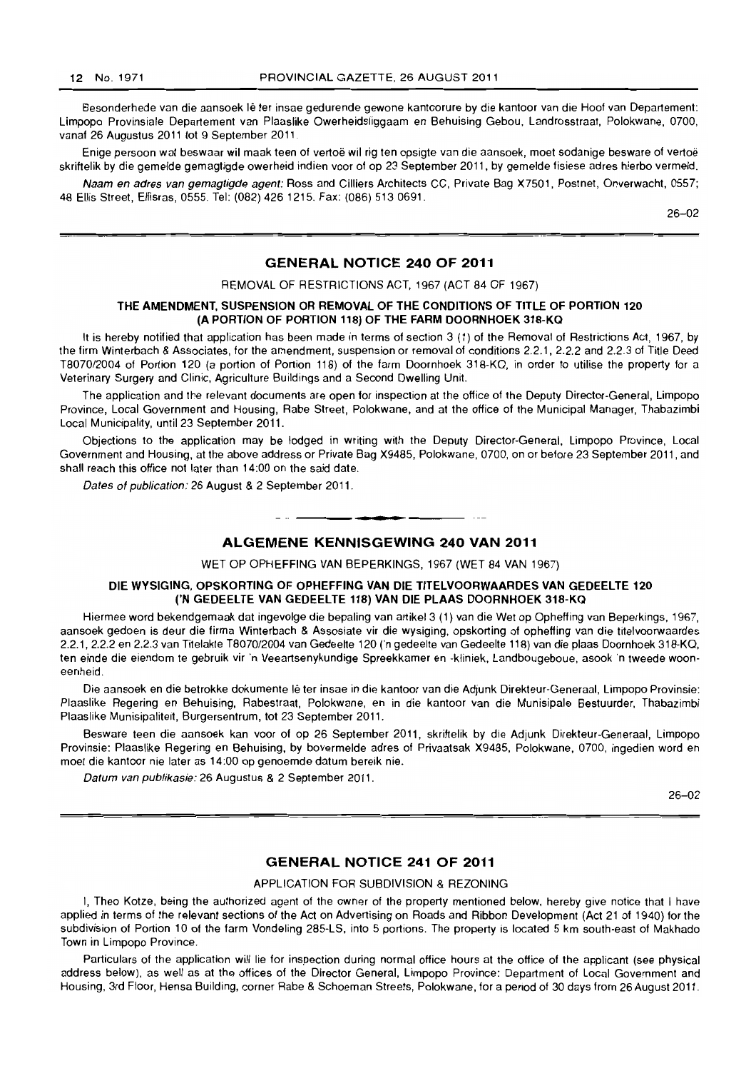Besonderhede van die aansoek lê ter insae gedurende gewone kantoorure by die kantoor van die Hoof van Departement: Limpopo Provinsiale Departement van Plaaslike Owerheidsliggaam en Behuising Gebou, Landrosstraat, Polokwane, 0700, vanaf 26 Augustus 2011 tot 9 September 2011.

Enige persoon wat beswaar wil maak teen of vertoë wil rig ten opsigte van die aansoek, moet sodanige besware of vertoë skriftelik by die gemelde gemagtigde owerheid indien voor of op 23 September 2011, by gemelde fisiese adres hierbo vermeld.

*Naam en adres van gemagtigde agent:* Ross and Cilliers Architects CC, Private Bag X7501, Postnet, Onverwacht, 0557; 48 Ellis Street, Ellisras, 0555. Tel: (082) 426 1215. Fax: (086) 513 0691.

26–02

## GENERAL NOTICE 240 OF 2011

REMOVAL OF RESTRICTIONS ACT, 1967 (ACT 84 OF 1967)

### THE AMENDMENT, SUSPENSION OR REMOVAL OF THE CONDITIONS OF TITLE OF PORTION 120 (A PORTION OF PORTION 118) OF THE FARM DOORNHOEK 318-KQ

It is hereby notified that application has been made in terms of section 3 (1) of the Removal of Restrictions Act, 1967, by the firm Winterbach & Associates, for the amendment, suspension or removal of conditions 2.2.1, 2.2.2 and 2.2.3 of Title Deed T8070/2004 of Portion 120 (a portion of Portion 118) of the farm Doornhoek 318-KQ, in order to utilise the property for a Veterinary Surgery and Clinic, Agriculture Buildings and a Second Dwelling Unit.

The application and the relevant documents are open for inspection at the office of the Deputy Director-General, Limpopo Province, Local Government and Housing, Rabe Street, Polokwane, and at the office of the Municipal Manager, Thabazimbi Local Municipality, until 23 September 2011.

Objections to the application may be lodged in writing with the Deputy Director-General, Limpopo Province, Local Government and Housing, at the above address or Private Bag X9485, Polokwane, 0700, on or before 23 September 2011, and shall reach this office not later than 14:00 on the said date.

*Dates of publication:* 26 August & 2 September 2011.

## ALGEMENE KENNISGEWING 240 VAN 2011

WET OP OPHEFFING VAN BEPERKINGS, 1967 (WET 84 VAN 1967)

### DIE WYSIGING, OPSKORTING OF OPHEFFING VAN DIE TITELVOORWAARDES VAN GEDEELTE 120 ('N GEDEELTE VAN GEDEELTE 118) VAN DIE PLAAS DOORNHOEK 318-KQ

Hiermee word bekendgemaak dat ingevolge die bepaling van artikel 3 (1) van die Wet op Opheffing van Beperkings, 1967, aansoek gedoen is deur die firma Winterbach & Assosiate vir die wysiging, opskorting of opheffing van die titelvoorwaardes 2.2.1, 2.2.2 en 2.2.3 van Titelakte T8070/2004 van Gedeelte 120 ('n gedeelte van Gedeelte 118) van die plaas Doornhoek 318-KQ, ten einde die eiendom te gebruik vir 'n Veeartsenykundige Spreekkamer en -kliniek, Landbougeboue, asook 'n tweede wooneenheid.

Die aansoek en die betrokke dokumente lê ter insae in die kantoor van die Adjunk Direkteur-Generaal, Limpopo Provinsie: Plaaslike Regering en Behuising, Rabestraat, Polokwane, en in die kantoor van die Munisipale Bestuurder, Thabazimbi Plaaslike Munisipaliteit, Burgersentrum, tot 23 September 2011.

Besware teen die aansoek kan voor of op 26 September 2011, skriftelik by die Adjunk Direkteur-Generaal, Limpopo Provinsie: Plaaslike Regering en Behuising, by bovermelde adres of Privaatsak X9485, Polokwane, 0700, ingedien word en moet die kantoor nie later as 14:00 op genoemde datum bereik nie.

*Datum van publikasie:* 26 Augustus & 2 September 2011.

26–02

## GENERAL NOTICE 241 OF 2011

APPLICATION FOR SUBDIVISION & REZONING

I, Theo Kotze, being the authorized agent of the owner of the property mentioned below, hereby give notice that I have applied in terms of the relevant sections of the Act on Advertising on Roads and Ribbon Development (Act 21 of 1940) for the subdivision of Portion 10 of the farm Vondeling 285-LS, into 5 portions. The property is located 5 km south-east of Makhado Town in Limpopo Province.

Particulars of the application will lie for inspection during normal office hours at the office of the applicant (see physical address below), as well as at the offices of the Director General, Limpopo Province: Department of Local Government and Housing, 3rd Floor, Hensa Building, corner Rabe & Schoeman Streets, Polokwane, for a period of 30 days from 26 August 2011.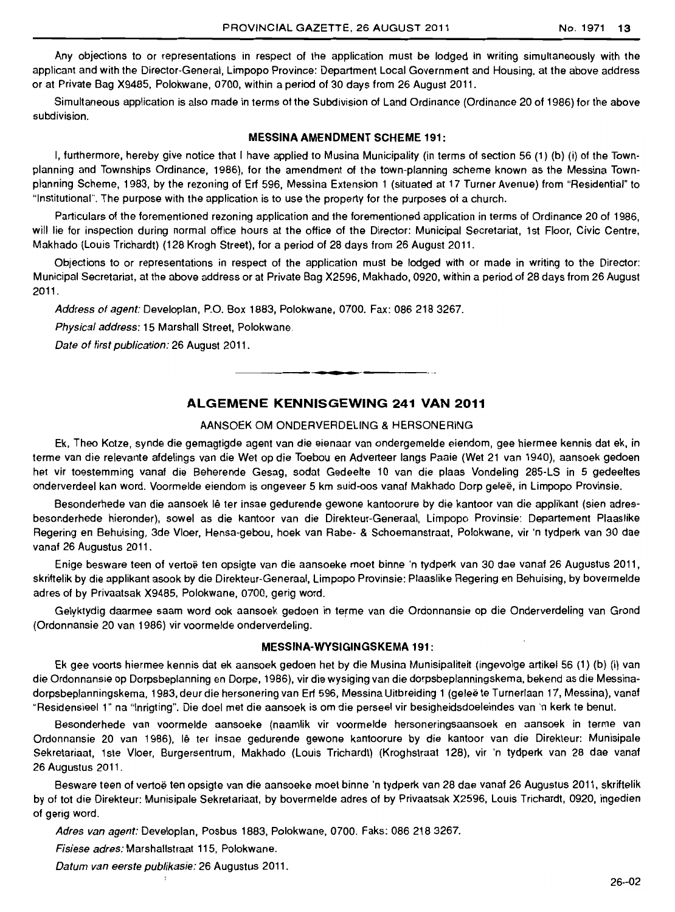Any objections to or representations in respect of the application must be lodged in writing simultaneously with the applicant and with the Director-General, Limpopo Province: Department Local Government and Housing, at the above address or at Private Bag X9485, Polokwane, 0700, within a period of 30 days from 26 August 2011.

Simultaneous application is also made in terms of the Subdivision of Land Ordinance (Ordinance 20 of 1986) for the above subdivision.

**MESSINA AMENDMENT SCHEME 191:**

I, furthermore, hereby give notice that I have applied to Musina Municipality (in terms of section 56 (1) (b) (i) of the Town-planning and Townships Ordinance, 1986), for the amendment of the town-planning scheme known as the Messina Town-planning Scheme, 1983, by the rezoning of Erf 596, Messina Extension 1 (situated at 17 Turner Avenue) from "Residential" to "Institutional". The purpose with the application is to use the property for the purposes of a church.

Particulars of the forementioned rezoning application and the forementioned application in terms of Ordinance 20 of 1986, will lie for inspection during normal office hours at the office of the Director: Municipal Secretariat, 1st Floor, Civic Centre, Makhado (Louis Trichardt) (128 Krogh Street), for a period of 28 days from 26 August 2011.

Objections to or representations in respect of the application must be lodged with or made in writing to the Director: Municipal Secretariat, at the above address or at Private Bag X2596, Makhado, 0920, within a period of 28 days from 26 August 2011.

*Address of agent:* Developlan, P.O. Box 1883, Polokwane, 0700. Fax: 086 218 3267.

*Physical address:* 15 Marshall Street, Polokwane.

*Date of first publication:* 26 August 2011.

---

## ALGEMENE KENNISGEWING 241 VAN 2011

AANSOEK OM ONDERVERDELING & HERSONERING

Ek, Theo Kotze, synde die gemagtigde agent van die eienaar van ondergemelde eiendom, gee hiermee kennis dat ek, in terme van die relevante afdelings van die Wet op die Toebou en Adverteer langs Paaie (Wet 21 van 1940), aansoek gedoen het vir toestemming vanaf die Beherende Gesag, sodat Gedeelte 10 van die plaas Vondeling 285-LS in 5 gedeeltes onderverdeel kan word. Voormelde eiendom is ongeveer 5 km suid-oos vanaf Makhado Dorp geleë, in Limpopo Provinsie.

Besonderhede van die aansoek lê ter insae gedurende gewone kantoorure by die kantoor van die applikant (sien adresbesonderhede hieronder), sowel as die kantoor van die Direkteur-Generaal, Limpopo Provinsie: Departement Plaaslike Regering en Behuising, 3de Vloer, Hensa-gebou, hoek van Rabe- & Schoemanstraat, Polokwane, vir 'n tydperk van 30 dae vanaf 26 Augustus 2011.

Enige besware teen of vertoë ten opsigte van die aansoeke moet binne 'n tydperk van 30 dae vanaf 26 Augustus 2011, skriftelik by die applikant asook by die Direkteur-Generaal, Limpopo Provinsie: Plaaslike Regering en Behuising, by bovermelde adres of by Privaatsak X9485, Polokwane, 0700, gerig word.

Gelyktydig daarmee saam word ook aansoek gedoen in terme van die Ordonnansie op die Onderverdeling van Grond (Ordonnansie 20 van 1986) vir voormelde onderverdeling.

**MESSINA-WYSIGINGSKEMA 191:**

Ek gee voorts hiermee kennis dat ek aansoek gedoen het by die Musina Munisipaliteit (ingevolge artikel 56 (1) (b) (i) van die Ordonnansie op Dorpsbeplanning en Dorpe, 1986), vir die wysiging van die dorpsbeplanningskema, bekend as die Messina-dorpsbeplanningskema, 1983, deur die hersonering van Erf 596, Messina Uitbreiding 1 (geleë te Turnerlaan 17, Messina), vanaf "Residensieel 1" na "Inrigting". Die doel met die aansoek is om die perseel vir besigheidsdoeleindes van 'n kerk te benut.

Besonderhede van voormelde aansoeke (naamlik vir voormelde hersoneringsaansoek en aansoek in terme van Ordonnansie 20 van 1986), lê ter insae gedurende gewone kantoorure by die kantoor van die Direkteur: Munisipale Sekretariaat, 1ste Vloer, Burgersentrum, Makhado (Louis Trichardt) (Kroghstraat 128), vir 'n tydperk van 28 dae vanaf 26 Augustus 2011.

Besware teen of vertoë ten opsigte van die aansoeke moet binne 'n tydperk van 28 dae vanaf 26 Augustus 2011, skriftelik by of tot die Direkteur: Munisipale Sekretariaat, by bovermelde adres of by Privaatsak X2596, Louis Trichardt, 0920, ingedien of gerig word.

*Adres van agent:* Developlan, Posbus 1883, Polokwane, 0700. Faks: 086 218 3267.

*Fisiese adres:* Marshallstraat 115, Polokwane.

*Datum van eerste publikasie:* 26 Augustus 2011.

26–02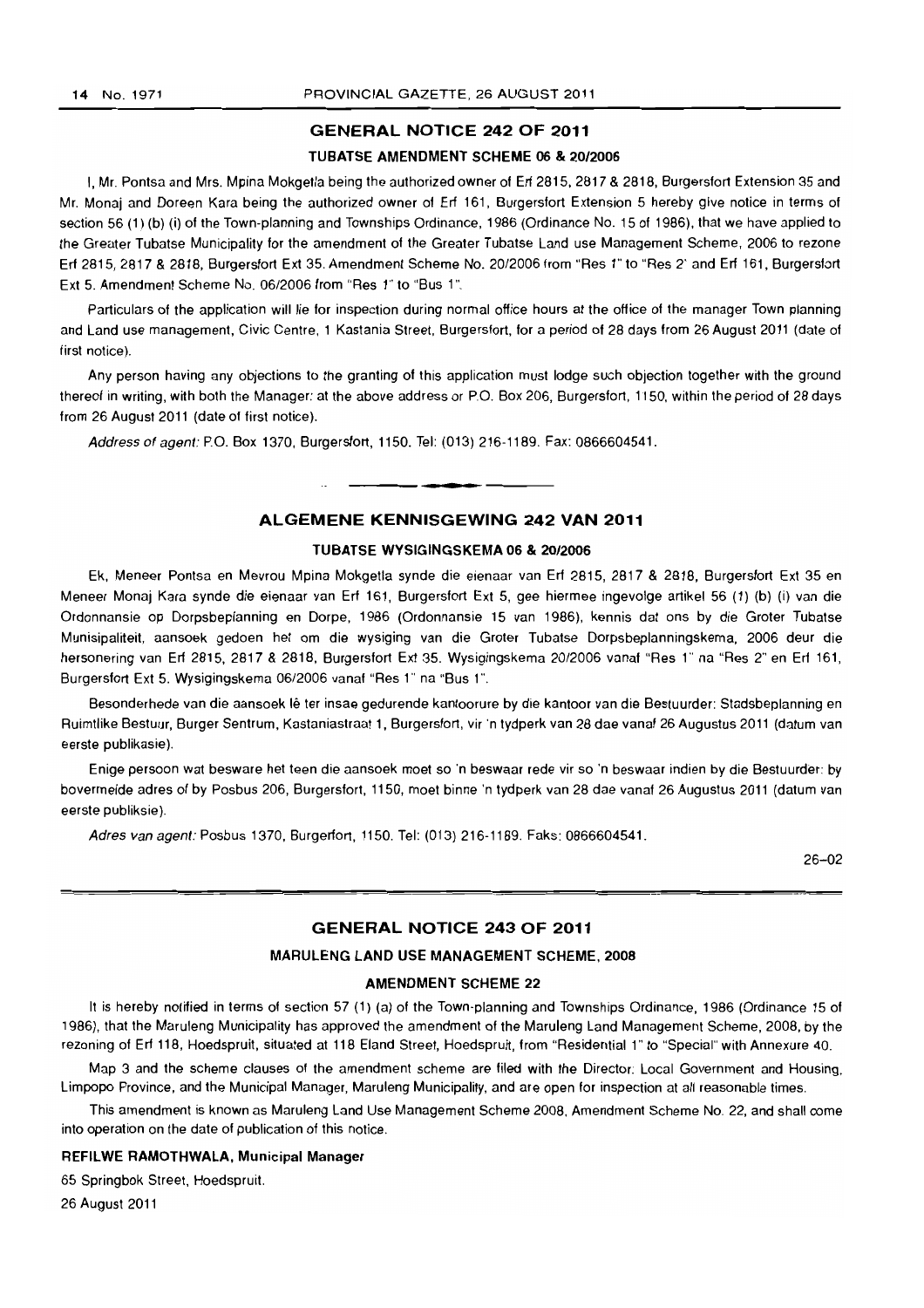## GENERAL NOTICE 242 OF 2011

### TUBATSE AMENDMENT SCHEME 06 & 20/2006

I, Mr. Pontsa and Mrs. Mpina Mokgetla being the authorized owner of Erf 2815, 2817 & 2818, Burgersfort Extension 35 and Mr. Monaj and Doreen Kara being the authorized owner of Erf 161, Burgersfort Extension 5 hereby give notice in terms of section 56 (1) (b) (i) of the Town-planning and Townships Ordinance, 1986 (Ordinance No. 15 of 1986), that we have applied to the Greater Tubatse Municipality for the amendment of the Greater Tubatse Land use Management Scheme, 2006 to rezone Erf 2815, 2817 & 2818, Burgersfort Ext 35. Amendment Scheme No. 20/2006 from "Res 1" to "Res 2" and Erf 161, Burgersfort Ext 5. Amendment Scheme No. 06/2006 from "Res 1" to "Bus 1".

Particulars of the application will lie for inspection during normal office hours at the office of the manager Town planning and Land use management, Civic Centre, 1 Kastania Street, Burgersfort, for a period of 28 days from 26 August 2011 (date of first notice).

Any person having any objections to the granting of this application must lodge such objection together with the ground thereof in writing, with both the Manager: at the above address or P.O. Box 206, Burgersfort, 1150, within the period of 28 days from 26 August 2011 (date of first notice).

*Address of agent:* P.O. Box 1370, Burgersfort, 1150. Tel: (013) 216-1189. Fax: 0866604541.

---

## ALGEMENE KENNISGEWING 242 VAN 2011

### TUBATSE WYSIGINGSKEMA 06 & 20/2006

Ek, Meneer Pontsa en Mevrou Mpina Mokgetla synde die eienaar van Erf 2815, 2817 & 2818, Burgersfort Ext 35 en Meneer Monaj Kara synde die eienaar van Erf 161, Burgersfort Ext 5, gee hiermee ingevolge artikel 56 (1) (b) (i) van die Ordonnansie op Dorpsbeplanning en Dorpe, 1986 (Ordonnansie 15 van 1986), kennis dat ons by die Groter Tubatse Munisipaliteit, aansoek gedoen het om die wysiging van die Groter Tubatse Dorpsbeplanningskema, 2006 deur die hersonering van Erf 2815, 2817 & 2818, Burgersfort Ext 35. Wysigingskema 20/2006 vanaf "Res 1" na "Res 2" en Erf 161, Burgersfort Ext 5. Wysigingskema 06/2006 vanaf "Res 1" na "Bus 1".

Besonderhede van die aansoek lê ter insae gedurende kantoorure by die kantoor van die Bestuurder: Stadsbeplanning en Ruimtlike Bestuur, Burger Sentrum, Kastaniastraat 1, Burgersfort, vir 'n tydperk van 28 dae vanaf 26 Augustus 2011 (datum van eerste publikasie).

Enige persoon wat besware het teen die aansoek moet so 'n beswaar rede vir so 'n beswaar indien by die Bestuurder: by bovermelde adres of by Posbus 206, Burgersfort, 1150, moet binne 'n tydperk van 28 dae vanaf 26 Augustus 2011 (datum van eerste publiksie).

*Adres van agent:* Posbus 1370, Burgerfort, 1150. Tel: (013) 216-1189. Faks: 0866604541.

26–02

---

## GENERAL NOTICE 243 OF 2011

### MARULENG LAND USE MANAGEMENT SCHEME, 2008

### AMENDMENT SCHEME 22

It is hereby notified in terms of section 57 (1) (a) of the Town-planning and Townships Ordinance, 1986 (Ordinance 15 of 1986), that the Maruleng Municipality has approved the amendment of the Maruleng Land Management Scheme, 2008, by the rezoning of Erf 118, Hoedspruit, situated at 118 Eland Street, Hoedspruit, from "Residential 1" to "Special" with Annexure 40.

Map 3 and the scheme clauses of the amendment scheme are filed with the Director: Local Government and Housing, Limpopo Province, and the Municipal Manager, Maruleng Municipality, and are open for inspection at all reasonable times.

This amendment is known as Maruleng Land Use Management Scheme 2008, Amendment Scheme No. 22, and shall come into operation on the date of publication of this notice.

**REFILWE RAMOTHWALA, Municipal Manager**

65 Springbok Street, Hoedspruit.

26 August 2011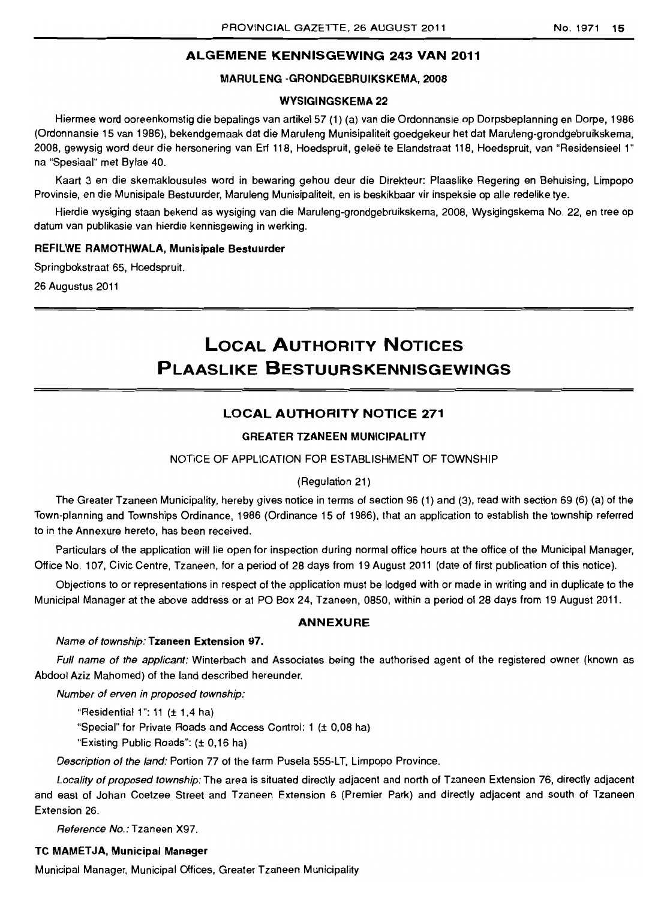## ALGEMENE KENNISGEWING 243 VAN 2011

### MARULENG -GRONDGEBRUIKSKEMA, 2008

### WYSIGINGSKEMA 22

Hiermee word ooreenkomstig die bepalings van artikel 57 (1) (a) van die Ordonnansie op Dorpsbeplanning en Dorpe, 1986 (Ordonnansie 15 van 1986), bekendgemaak dat die Maruleng Munisipaliteit goedgekeur het dat Maruleng-grondgebruikskema, 2008, gewysig word deur die hersonering van Erf 118, Hoedspruit, geleë te Elandstraat 118, Hoedspruit, van "Residensieel 1" na "Spesiaal" met Bylae 40.

Kaart 3 en die skemaklousules word in bewaring gehou deur die Direkteur: Plaaslike Regering en Behuising, Limpopo Provinsie, en die Munisipale Bestuurder, Maruleng Munisipaliteit, en is beskikbaar vir inspeksie op alle redelike tye.

Hierdie wysiging staan bekend as wysiging van die Maruleng-grondgebruikskema, 2008, Wysigingskema No. 22, en tree op datum van publikasie van hierdie kennisgewing in werking.

**REFILWE RAMOTHWALA, Munisipale Bestuurder**

Springbokstraat 65, Hoedspruit.

26 Augustus 2011

# LOCAL AUTHORITY NOTICES
# PLAASLIKE BESTUURSKENNISGEWINGS

## LOCAL AUTHORITY NOTICE 271

### GREATER TZANEEN MUNICIPALITY

NOTICE OF APPLICATION FOR ESTABLISHMENT OF TOWNSHIP

(Regulation 21)

The Greater Tzaneen Municipality, hereby gives notice in terms of section 96 (1) and (3), read with section 69 (6) (a) of the Town-planning and Townships Ordinance, 1986 (Ordinance 15 of 1986), that an application to establish the township referred to in the Annexure hereto, has been received.

Particulars of the application will lie open for inspection during normal office hours at the office of the Municipal Manager, Office No. 107, Civic Centre, Tzaneen, for a period of 28 days from 19 August 2011 (date of first publication of this notice).

Objections to or representations in respect of the application must be lodged with or made in writing and in duplicate to the Municipal Manager at the above address or at PO Box 24, Tzaneen, 0850, within a period of 28 days from 19 August 2011.

### ANNEXURE

*Name of township:* **Tzaneen Extension 97.**

*Full name of the applicant:* Winterbach and Associates being the authorised agent of the registered owner (known as Abdool Aziz Mahomed) of the land described hereunder.

*Number of erven in proposed township:*

"Residential 1": 11 (± 1,4 ha)

"Special" for Private Roads and Access Control: 1 (± 0,08 ha)

"Existing Public Roads": (± 0,16 ha)

*Description of the land:* Portion 77 of the farm Pusela 555-LT, Limpopo Province.

*Locality of proposed township:* The area is situated directly adjacent and north of Tzaneen Extension 76, directly adjacent and east of Johan Coetzee Street and Tzaneen Extension 6 (Premier Park) and directly adjacent and south of Tzaneen Extension 26.

*Reference No.:* Tzaneen X97.

**TC MAMETJA, Municipal Manager**

Municipal Manager, Municipal Offices, Greater Tzaneen Municipality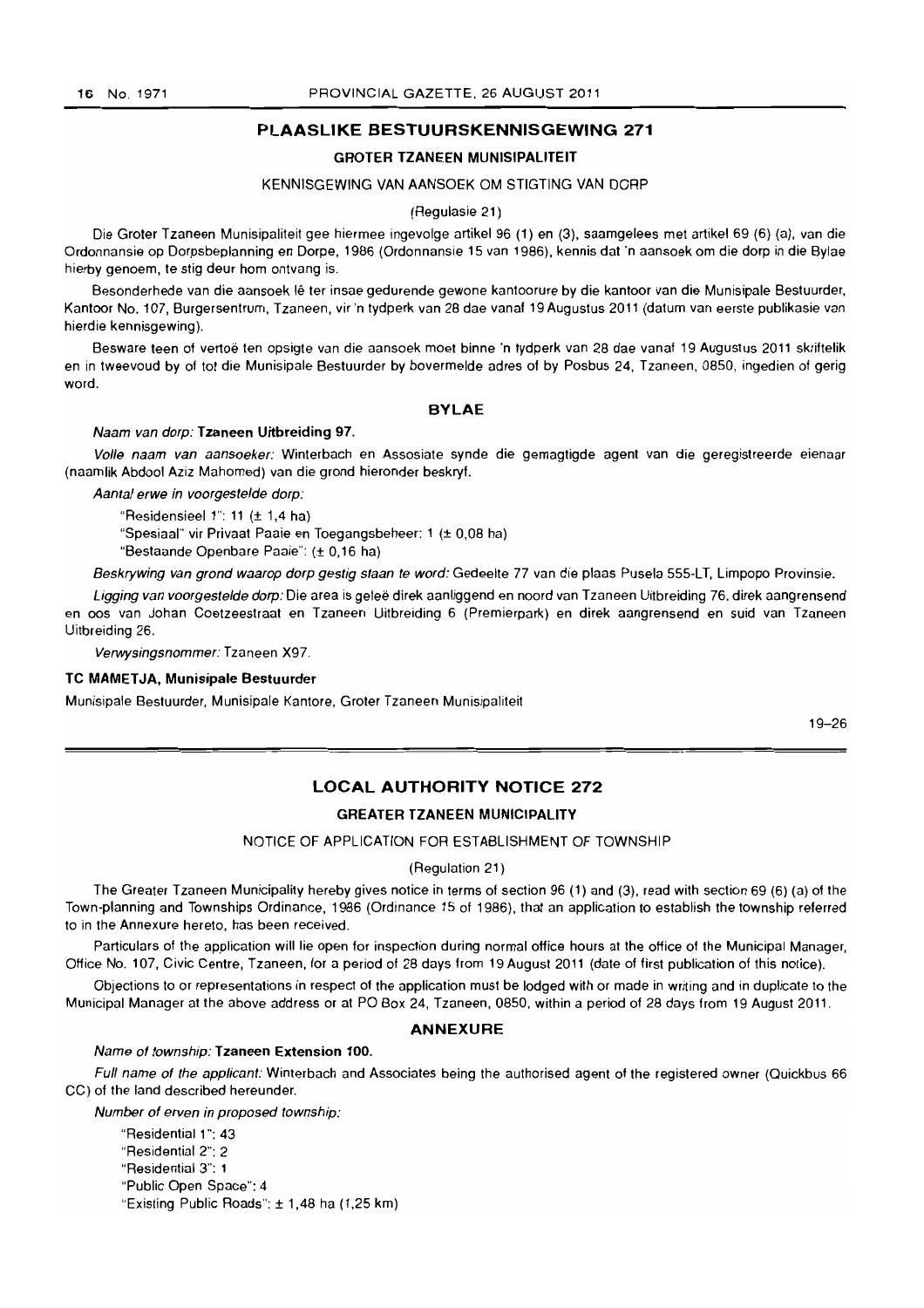## PLAASLIKE BESTUURSKENNISGEWING 271

### GROTER TZANEEN MUNISIPALITEIT

KENNISGEWING VAN AANSOEK OM STIGTING VAN DORP

(Regulasie 21)

Die Groter Tzaneen Munisipaliteit gee hiermee ingevolge artikel 96 (1) en (3), saamgelees met artikel 69 (6) (a), van die Ordonnansie op Dorpsbeplanning en Dorpe, 1986 (Ordonnansie 15 van 1986), kennis dat 'n aansoek om die dorp in die Bylae hierby genoem, te stig deur hom ontvang is.

Besonderhede van die aansoek lê ter insae gedurende gewone kantoorure by die kantoor van die Munisipale Bestuurder, Kantoor No. 107, Burgersentrum, Tzaneen, vir 'n tydperk van 28 dae vanaf 19 Augustus 2011 (datum van eerste publikasie van hierdie kennisgewing).

Besware teen of vertoë ten opsigte van die aansoek moet binne 'n tydperk van 28 dae vanaf 19 Augustus 2011 skriftelik en in tweevoud by of tot die Munisipale Bestuurder by bovermelde adres of by Posbus 24, Tzaneen, 0850, ingedien of gerig word.

### BYLAE

*Naam van dorp:* **Tzaneen Uitbreiding 97.**

*Volle naam van aansoeker:* Winterbach en Assosiate synde die gemagtigde agent van die geregistreerde eienaar (naamlik Abdool Aziz Mahomed) van die grond hieronder beskryf.

*Aantal erwe in voorgestelde dorp:*

"Residensieel 1": 11 (± 1,4 ha)

"Spesiaal" vir Privaat Paaie en Toegangsbeheer: 1 (± 0,08 ha)

"Bestaande Openbare Paaie": (± 0,16 ha)

*Beskrywing van grond waarop dorp gestig staan te word:* Gedeelte 77 van die plaas Pusela 555-LT, Limpopo Provinsie.

*Ligging van voorgestelde dorp:* Die area is geleë direk aanliggend en noord van Tzaneen Uitbreiding 76, direk aangrensend en oos van Johan Coetzeestraat en Tzaneen Uitbreiding 6 (Premierpark) en direk aangrensend en suid van Tzaneen Uitbreiding 26.

*Verwysingsnommer:* Tzaneen X97.

**TC MAMETJA, Munisipale Bestuurder**

Munisipale Bestuurder, Munisipale Kantore, Groter Tzaneen Munisipaliteit

19–26

## LOCAL AUTHORITY NOTICE 272

### GREATER TZANEEN MUNICIPALITY

NOTICE OF APPLICATION FOR ESTABLISHMENT OF TOWNSHIP

(Regulation 21)

The Greater Tzaneen Municipality hereby gives notice in terms of section 96 (1) and (3), read with section 69 (6) (a) of the Town-planning and Townships Ordinance, 1986 (Ordinance 15 of 1986), that an application to establish the township referred to in the Annexure hereto, has been received.

Particulars of the application will lie open for inspection during normal office hours at the office of the Municipal Manager, Office No. 107, Civic Centre, Tzaneen, for a period of 28 days from 19 August 2011 (date of first publication of this notice).

Objections to or representations in respect of the application must be lodged with or made in writing and in duplicate to the Municipal Manager at the above address or at PO Box 24, Tzaneen, 0850, within a period of 28 days from 19 August 2011.

### ANNEXURE

*Name of township:* **Tzaneen Extension 100.**

*Full name of the applicant:* Winterbach and Associates being the authorised agent of the registered owner (Quickbus 66 CC) of the land described hereunder.

*Number of erven in proposed township:*

"Residential 1": 43

"Residential 2": 2

"Residential 3": 1

"Public Open Space": 4

"Existing Public Roads": ± 1,48 ha (1,25 km)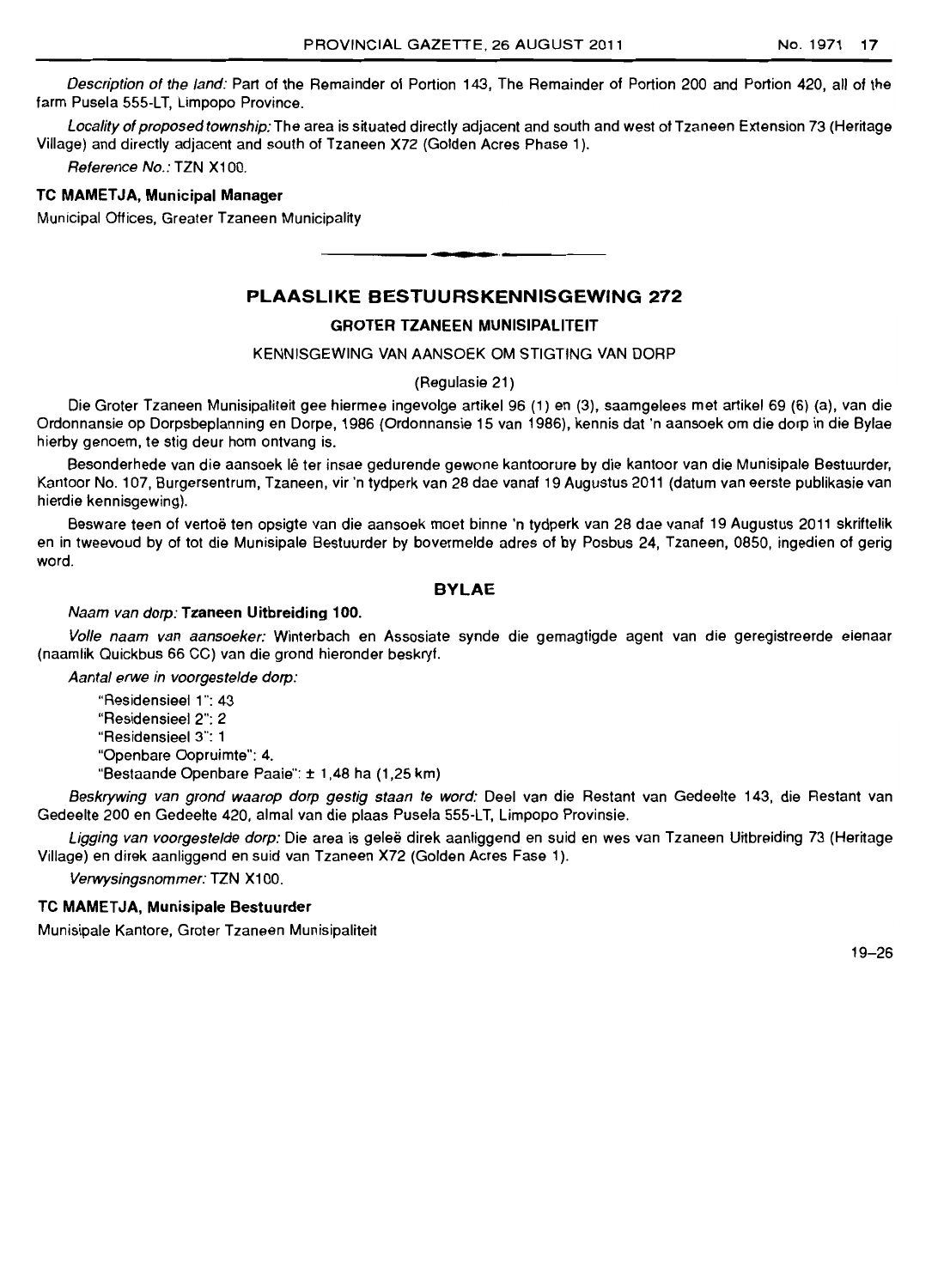*Description of the land:* Part of the Remainder of Portion 143, The Remainder of Portion 200 and Portion 420, all of the farm Pusela 555-LT, Limpopo Province.

*Locality of proposed township:* The area is situated directly adjacent and south and west of Tzaneen Extension 73 (Heritage Village) and directly adjacent and south of Tzaneen X72 (Golden Acres Phase 1).

*Reference No.:* TZN X100.

**TC MAMETJA, Municipal Manager**

Municipal Offices, Greater Tzaneen Municipality

---

## PLAASLIKE BESTUURSKENNISGEWING 272

### GROTER TZANEEN MUNISIPALITEIT

KENNISGEWING VAN AANSOEK OM STIGTING VAN DORP

(Regulasie 21)

Die Groter Tzaneen Munisipaliteit gee hiermee ingevolge artikel 96 (1) en (3), saamgelees met artikel 69 (6) (a), van die Ordonnansie op Dorpsbeplanning en Dorpe, 1986 (Ordonnansie 15 van 1986), kennis dat 'n aansoek om die dorp in die Bylae hierby genoem, te stig deur hom ontvang is.

Besonderhede van die aansoek lê ter insae gedurende gewone kantoorure by die kantoor van die Munisipale Bestuurder, Kantoor No. 107, Burgersentrum, Tzaneen, vir 'n tydperk van 28 dae vanaf 19 Augustus 2011 (datum van eerste publikasie van hierdie kennisgewing).

Besware teen of vertoë ten opsigte van die aansoek moet binne 'n tydperk van 28 dae vanaf 19 Augustus 2011 skriftelik en in tweevoud by of tot die Munisipale Bestuurder by bovermelde adres of by Posbus 24, Tzaneen, 0850, ingedien of gerig word.

### BYLAE

*Naam van dorp:* **Tzaneen Uitbreiding 100.**

*Volle naam van aansoeker:* Winterbach en Assosiate synde die gemagtigde agent van die geregistreerde eienaar (naamlik Quickbus 66 CC) van die grond hieronder beskryf.

*Aantal erwe in voorgestelde dorp:*

"Residensieel 1": 43

"Residensieel 2": 2

"Residensieel 3": 1

"Openbare Oopruimte": 4.

"Bestaande Openbare Paaie": ± 1,48 ha (1,25 km)

*Beskrywing van grond waarop dorp gestig staan te word:* Deel van die Restant van Gedeelte 143, die Restant van Gedeelte 200 en Gedeelte 420, almal van die plaas Pusela 555-LT, Limpopo Provinsie.

*Ligging van voorgestelde dorp:* Die area is geleë direk aanliggend en suid en wes van Tzaneen Uitbreiding 73 (Heritage Village) en direk aanliggend en suid van Tzaneen X72 (Golden Acres Fase 1).

*Verwysingsnommer:* TZN X100.

**TC MAMETJA, Munisipale Bestuurder**

Munisipale Kantore, Groter Tzaneen Munisipaliteit

19–26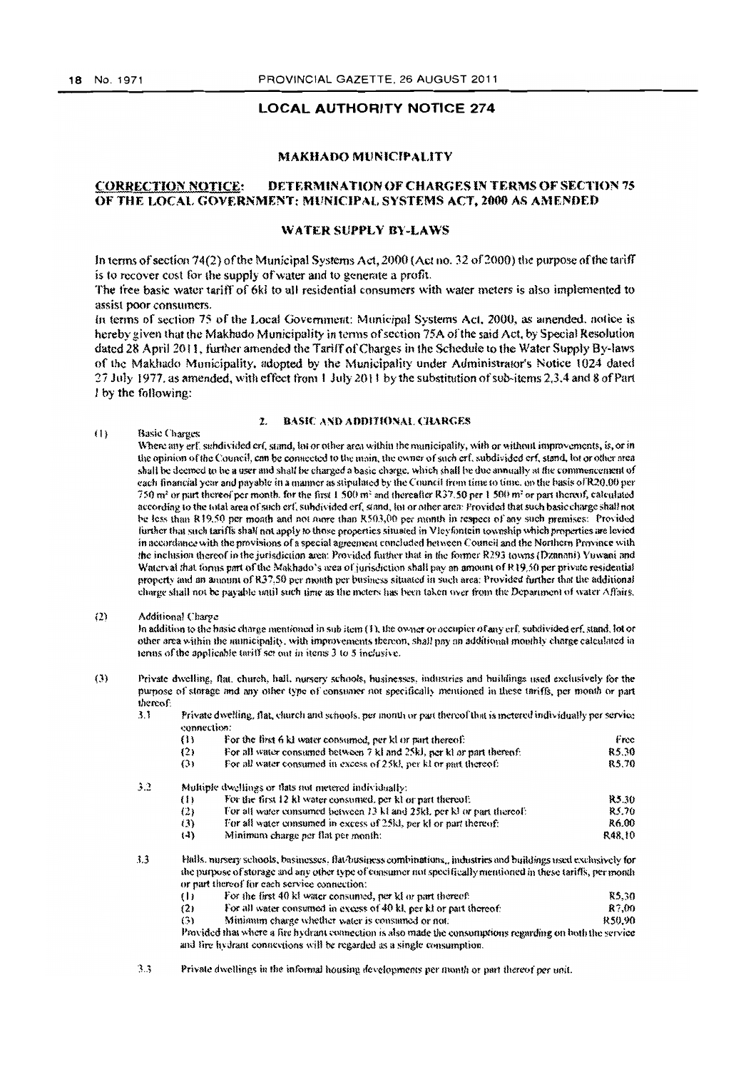## LOCAL AUTHORITY NOTICE 274

### MAKHADO MUNICIPALITY

### CORRECTION NOTICE: DETERMINATION OF CHARGES IN TERMS OF SECTION 75 OF THE LOCAL GOVERNMENT: MUNICIPAL SYSTEMS ACT, 2000 AS AMENDED

### WATER SUPPLY BY-LAWS

In terms of section 74(2) of the Municipal Systems Act, 2000 (Act no. 32 of 2000) the purpose of the tariff is to recover cost for the supply of water and to generate a profit.

The free basic water tariff of 6kl to all residential consumers with water meters is also implemented to assist poor consumers.

In terms of section 75 of the Local Government: Municipal Systems Act, 2000, as amended, notice is hereby given that the Makhado Municipality in terms of section 75A of the said Act, by Special Resolution dated 28 April 2011, further amended the Tariff of Charges in the Schedule to the Water Supply By-laws of the Makhado Municipality, adopted by the Municipality under Administrator's Notice 1024 dated 27 July 1977, as amended, with effect from 1 July 2011 by the substitution of sub-items 2,3,4 and 8 of Part I by the following:

**2. BASIC AND ADDITIONAL CHARGES**

(1) Basic Charges

Where any erf, subdivided erf, stand, lot or other area within the municipality, with or without improvements, is, or in the opinion of the Council, can be connected to the main, the owner of such erf, subdivided erf, stand, lot or other area shall be deemed to be a user and shall be charged a basic charge, which shall be due annually at the commencement of each financial year and payable in a manner as stipulated by the Council from time to time, on the basis of R20,00 per 750 m² or part thereof per month, for the first 1 500 m² and thereafter R37,50 per 1 500 m² or part thereof, calculated according to the total area of such erf, subdivided erf, stand, lot or other area: Provided that such basic charge shall not be less than R19,50 per month and not more than R503,00 per month in respect of any such premises: Provided further that such tariffs shall not apply to those properties situated in Vleyfontein township which properties are levied in accordance with the provisions of a special agreement concluded between Council and the Northern Province with the inclusion thereof in the jurisdiction area: Provided further that in the former R293 towns (Dzanani) Vuwani and Waterval that forms part of the Makhado's area of jurisdiction shall pay an amount of R19,50 per private residential property and an amount of R37,50 per month per business situated in such area: Provided further that the additional charge shall not be payable until such time as the meters has been taken over from the Department of water Affairs.

(2) Additional Charge

In addition to the basic charge mentioned in sub item (1), the owner or occupier of any erf, subdivided erf, stand, lot or other area within the municipality, with improvements thereon, shall pay an additional monthly charge calculated in terms of the applicable tariff set out in items 3 to 5 inclusive.

(3) Private dwelling, flat, church, hall, nursery schools, businesses, industries and buildings used exclusively for the purpose of storage and any other type of consumer not specifically mentioned in these tariffs, per month or part thereof:

3.1 Private dwelling, flat, church and schools, per month or part thereof that is metered individually per service connection:

| | | |
|---|---|---|
| (1) | For the first 6 kl water consumed, per kl or part thereof: | Free |
| (2) | For all water consumed between 7 kl and 25kl, per kl or part thereof: | R5,30 |
| (3) | For all water consumed in excess of 25kl, per kl or part thereof: | R5,70 |

3.2 Multiple dwellings or flats not metered individually:

| | | |
|---|---|---|
| (1) | For the first 12 kl water consumed, per kl or part thereof: | R5,30 |
| (2) | For all water consumed between 13 kl and 25kl, per kl or part thereof: | R5,70 |
| (3) | For all water consumed in excess of 25kl, per kl or part thereof: | R6,00 |
| (4) | Minimum charge per flat per month: | R48,10 |

3.3 Halls, nursery schools, businesses, flat/business combinations,, industries and buildings used exclusively for the purpose of storage and any other type of consumer not specifically mentioned in these tariffs, per month or part thereof for each service connection:

| | | |
|---|---|---|
| (1) | For the first 40 kl water consumed, per kl or part thereof: | R5,30 |
| (2) | For all water consumed in excess of 40 kl, per kl or part thereof: | R7,00 |
| (3) | Minimum charge whether water is consumed or not: | R50,90 |

Provided that where a fire hydrant connection is also made the consumptions regarding on both the service and fire hydrant connections will be regarded as a single consumption.

3.3 Private dwellings in the informal housing developments per month or part thereof per unit.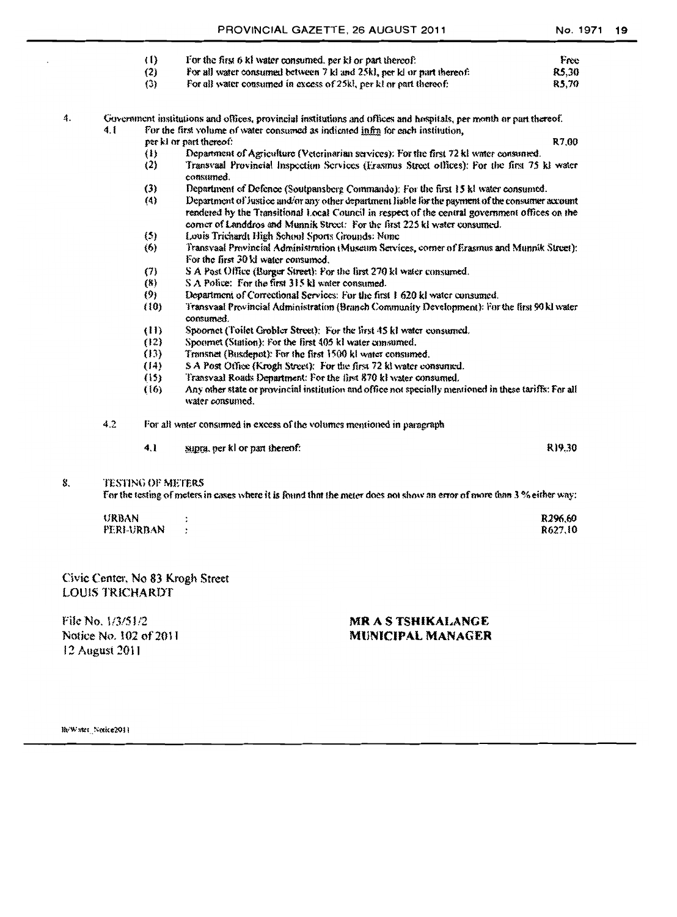| | | |
|---|---|---|
| (1) | For the first 6 kl water consumed. per kl or part thereof: | Free |
| (2) | For all water consumed between 7 kl and 25kl, per kl or part thereof: | R5,30 |
| (3) | For all water consumed in excess of 25kl, per kl or part thereof: | R5,70 |

4. Government institutions and offices, provincial institutions and offices and hospitals, per month or part thereof.

4.1 For the first volume of water consumed as indicated infra for each institution, per kl or part thereof: R7.00

(1) Department of Agriculture (Veterinarian services): For the first 72 kl water consumed.
(2) Transvaal Provincial Inspection Services (Erasmus Street offices): For the first 75 kl water consumed.
(3) Department of Defence (Soutpansberg Commando): For the first 15 kl water consumed.
(4) Department of Justice and/or any other department liable for the payment of the consumer account rendered by the Transitional Local Council in respect of the central government offices on the corner of Landdros and Munnik Street: For the first 225 kl water consumed.
(5) Louis Trichardt High School Sports Grounds: None
(6) Transvaal Provincial Administration (Museum Services, corner of Erasmus and Munnik Street): For the first 30 kl water consumed.
(7) S A Post Office (Burger Street): For the first 270 kl water consumed.
(8) S A Police: For the first 315 kl water consumed.
(9) Department of Correctional Services: For the first 1 620 kl water consumed.
(10) Transvaal Provincial Administration (Branch Community Development): For the first 90 kl water consumed.
(11) Spoornet (Toilet Grobler Street): For the first 45 kl water consumed.
(12) Spoornet (Station): For the first 405 kl water consumed.
(13) Transnet (Busdepot): For the first 1500 kl water consumed.
(14) S A Post Office (Krogh Street): For the first 72 kl water consumed.
(15) Transvaal Roads Department: For the first 870 kl water consumed.
(16) Any other state or provincial institution and office not specially mentioned in these tariffs: For all water consumed.

4.2 For all water consumed in excess of the volumes mentioned in paragraph

4.1 supra, per kl or part thereof: R19.30

8. TESTING OF METERS

For the testing of meters in cases where it is found that the meter does not show an error of more than 3 % either way:

| | | |
|---|---|---|
| URBAN | : | R296,60 |
| PERI-URBAN | : | R627,10 |

Civic Center, No 83 Krogh Street
LOUIS TRICHARDT

File No. 1/3/51/2
Notice No. 102 of 2011
12 August 2011

**MR A S TSHIKALANGE**
**MUNICIPAL MANAGER**

lh/Water_Notice2011